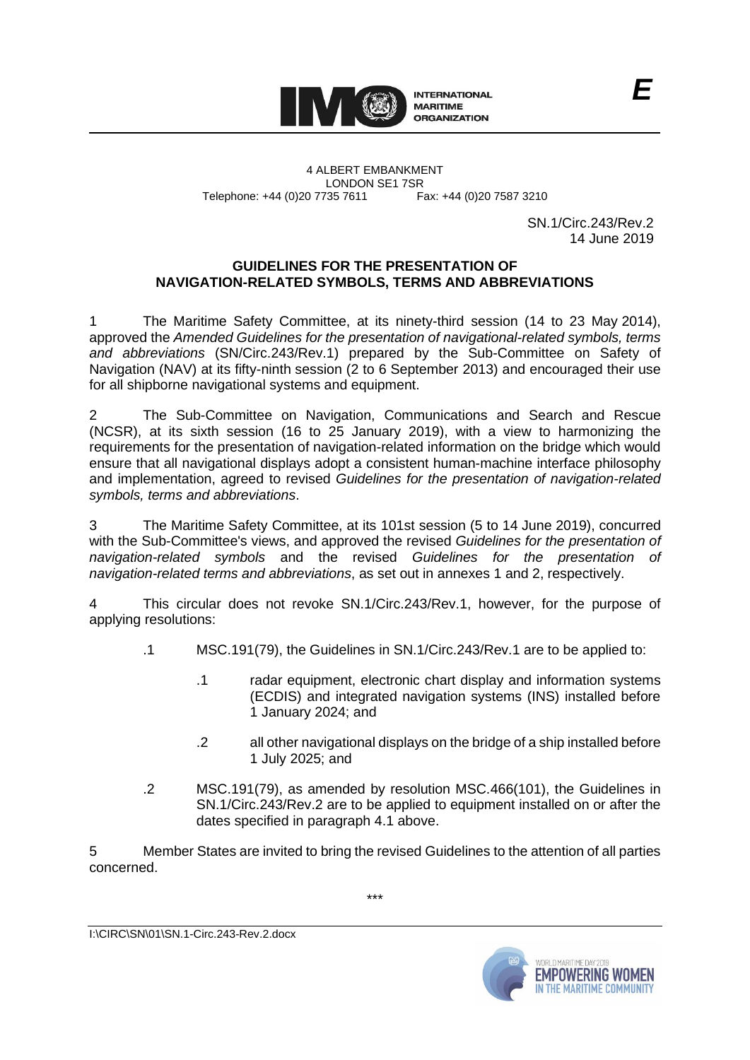**INTERNATIONAL MARITIME ORGANIZATION**

*E*

4 ALBERT EMBANKMENT
LONDON SE1 7SR
Telephone: +44 (0)20 7735 7611 Fax: +44 (0)20 7587 3210

SN.1/Circ.243/Rev.2
14 June 2019

## GUIDELINES FOR THE PRESENTATION OF NAVIGATION-RELATED SYMBOLS, TERMS AND ABBREVIATIONS

1 The Maritime Safety Committee, at its ninety-third session (14 to 23 May 2014), approved the *Amended Guidelines for the presentation of navigational-related symbols, terms and abbreviations* (SN/Circ.243/Rev.1) prepared by the Sub-Committee on Safety of Navigation (NAV) at its fifty-ninth session (2 to 6 September 2013) and encouraged their use for all shipborne navigational systems and equipment.

2 The Sub-Committee on Navigation, Communications and Search and Rescue (NCSR), at its sixth session (16 to 25 January 2019), with a view to harmonizing the requirements for the presentation of navigation-related information on the bridge which would ensure that all navigational displays adopt a consistent human-machine interface philosophy and implementation, agreed to revised *Guidelines for the presentation of navigation-related symbols, terms and abbreviations*.

3 The Maritime Safety Committee, at its 101st session (5 to 14 June 2019), concurred with the Sub-Committee's views, and approved the revised *Guidelines for the presentation of navigation-related symbols* and the revised *Guidelines for the presentation of navigation-related terms and abbreviations*, as set out in annexes 1 and 2, respectively.

4 This circular does not revoke SN.1/Circ.243/Rev.1, however, for the purpose of applying resolutions:

- .1 MSC.191(79), the Guidelines in SN.1/Circ.243/Rev.1 are to be applied to:
  - .1 radar equipment, electronic chart display and information systems (ECDIS) and integrated navigation systems (INS) installed before 1 January 2024; and
  - .2 all other navigational displays on the bridge of a ship installed before 1 July 2025; and
- .2 MSC.191(79), as amended by resolution MSC.466(101), the Guidelines in SN.1/Circ.243/Rev.2 are to be applied to equipment installed on or after the dates specified in paragraph 4.1 above.

5 Member States are invited to bring the revised Guidelines to the attention of all parties concerned.

\*\*\*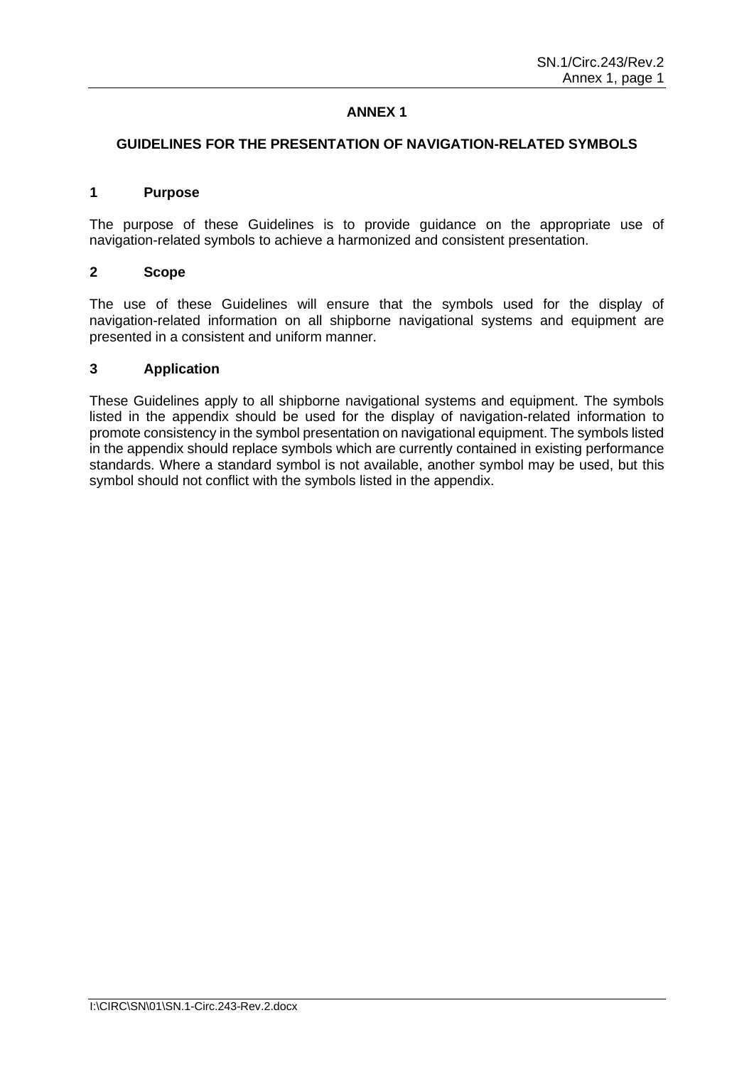# ANNEX 1

## GUIDELINES FOR THE PRESENTATION OF NAVIGATION-RELATED SYMBOLS

### 1 Purpose

The purpose of these Guidelines is to provide guidance on the appropriate use of navigation-related symbols to achieve a harmonized and consistent presentation.

### 2 Scope

The use of these Guidelines will ensure that the symbols used for the display of navigation-related information on all shipborne navigational systems and equipment are presented in a consistent and uniform manner.

### 3 Application

These Guidelines apply to all shipborne navigational systems and equipment. The symbols listed in the appendix should be used for the display of navigation-related information to promote consistency in the symbol presentation on navigational equipment. The symbols listed in the appendix should replace symbols which are currently contained in existing performance standards. Where a standard symbol is not available, another symbol may be used, but this symbol should not conflict with the symbols listed in the appendix.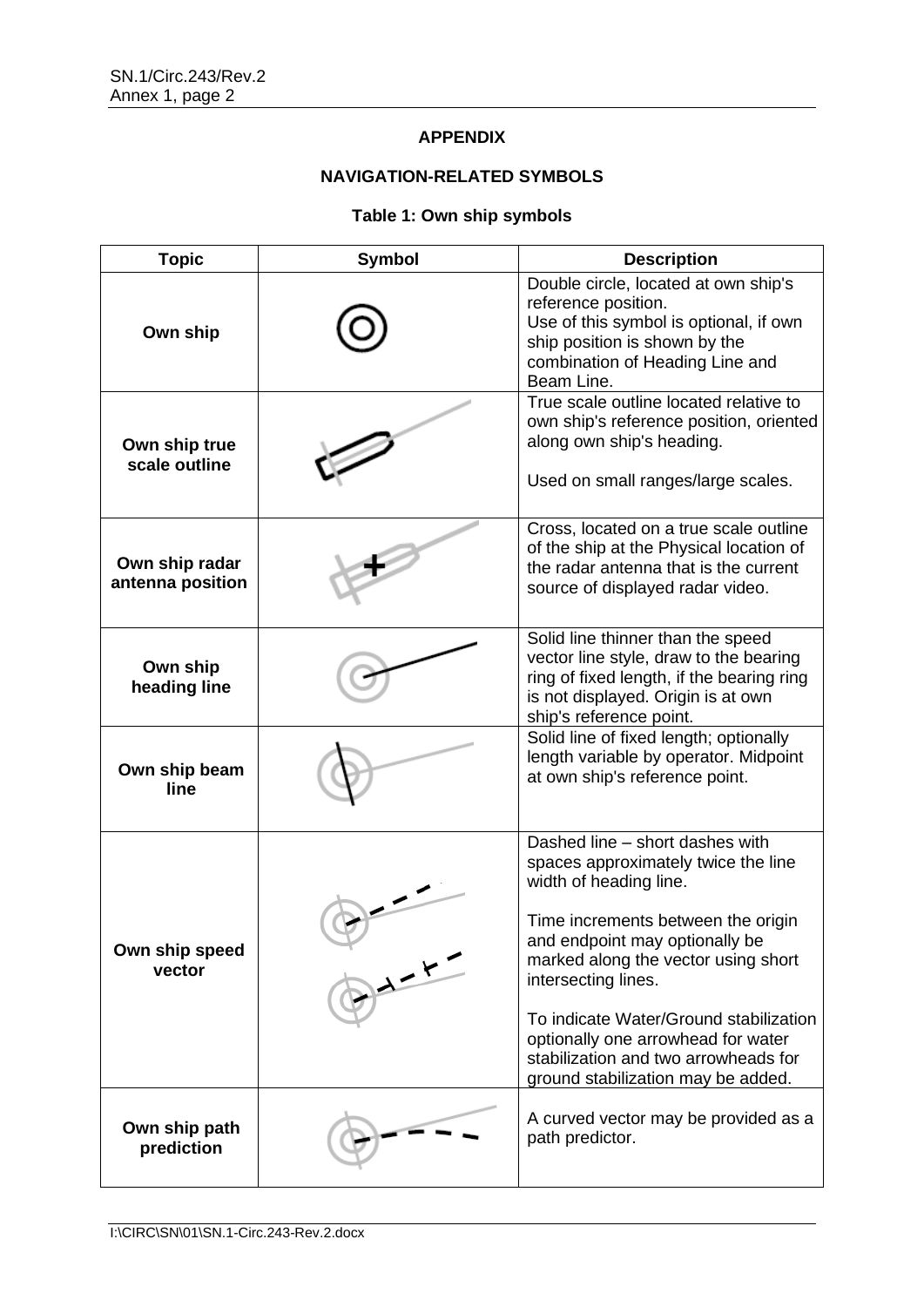## APPENDIX

## NAVIGATION-RELATED SYMBOLS

### Table 1: Own ship symbols

| Topic | Symbol | Description |
|---|---|---|
| **Own ship** | | Double circle, located at own ship's reference position.<br>Use of this symbol is optional, if own ship position is shown by the combination of Heading Line and Beam Line. |
| **Own ship true scale outline** | | True scale outline located relative to own ship's reference position, oriented along own ship's heading.<br><br>Used on small ranges/large scales. |
| **Own ship radar antenna position** | | Cross, located on a true scale outline of the ship at the Physical location of the radar antenna that is the current source of displayed radar video. |
| **Own ship heading line** | | Solid line thinner than the speed vector line style, draw to the bearing ring of fixed length, if the bearing ring is not displayed. Origin is at own ship's reference point. |
| **Own ship beam line** | | Solid line of fixed length; optionally length variable by operator. Midpoint at own ship's reference point. |
| **Own ship speed vector** | | Dashed line – short dashes with spaces approximately twice the line width of heading line.<br><br>Time increments between the origin and endpoint may optionally be marked along the vector using short intersecting lines.<br><br>To indicate Water/Ground stabilization optionally one arrowhead for water stabilization and two arrowheads for ground stabilization may be added. |
| **Own ship path prediction** | | A curved vector may be provided as a path predictor. |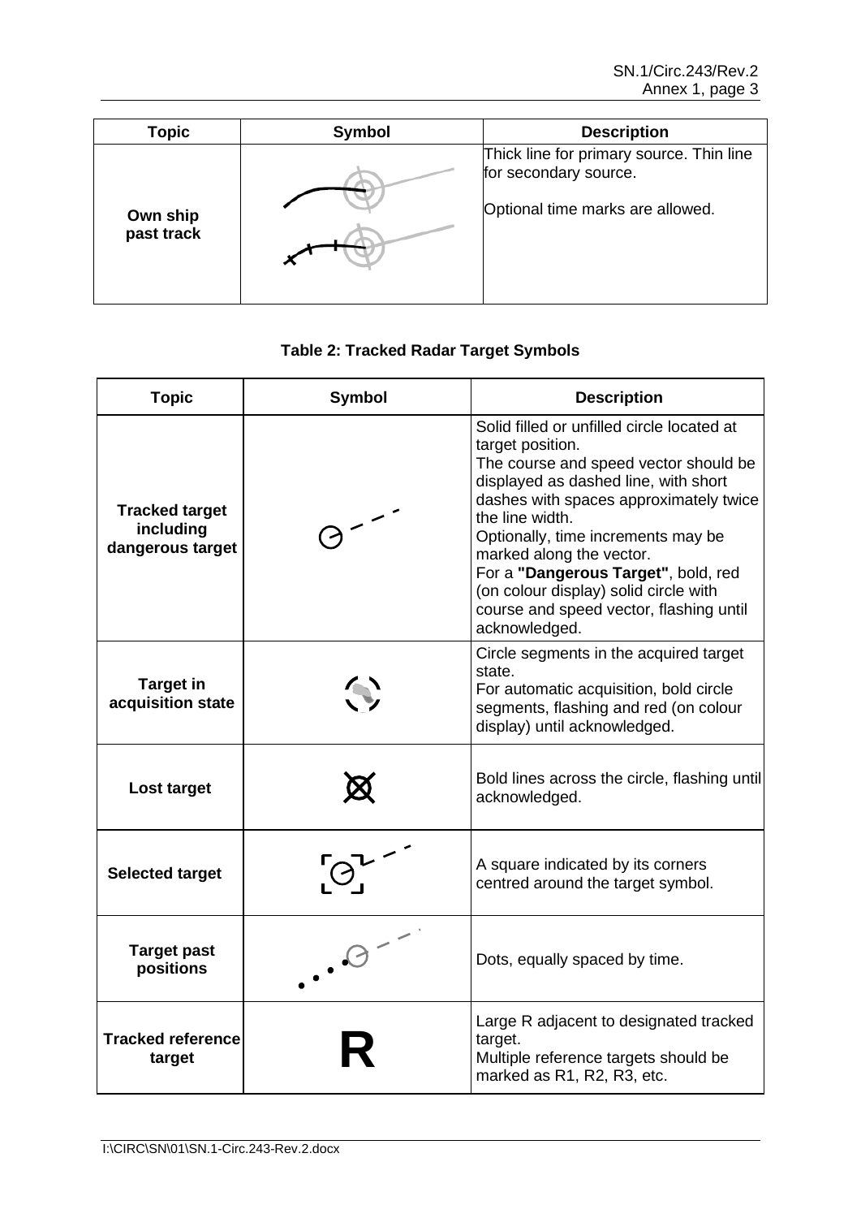| Topic | Symbol | Description |
|---|---|---|
| **Own ship past track** | | Thick line for primary source. Thin line for secondary source.<br><br>Optional time marks are allowed. |

**Table 2: Tracked Radar Target Symbols**

| Topic | Symbol | Description |
|---|---|---|
| **Tracked target including dangerous target** | | Solid filled or unfilled circle located at target position.<br>The course and speed vector should be displayed as dashed line, with short dashes with spaces approximately twice the line width.<br>Optionally, time increments may be marked along the vector.<br>For a **"Dangerous Target"**, bold, red (on colour display) solid circle with course and speed vector, flashing until acknowledged. |
| **Target in acquisition state** | | Circle segments in the acquired target state.<br>For automatic acquisition, bold circle segments, flashing and red (on colour display) until acknowledged. |
| **Lost target** | | Bold lines across the circle, flashing until acknowledged. |
| **Selected target** | | A square indicated by its corners centred around the target symbol. |
| **Target past positions** | | Dots, equally spaced by time. |
| **Tracked reference target** | **R** | Large R adjacent to designated tracked target.<br>Multiple reference targets should be marked as R1, R2, R3, etc. |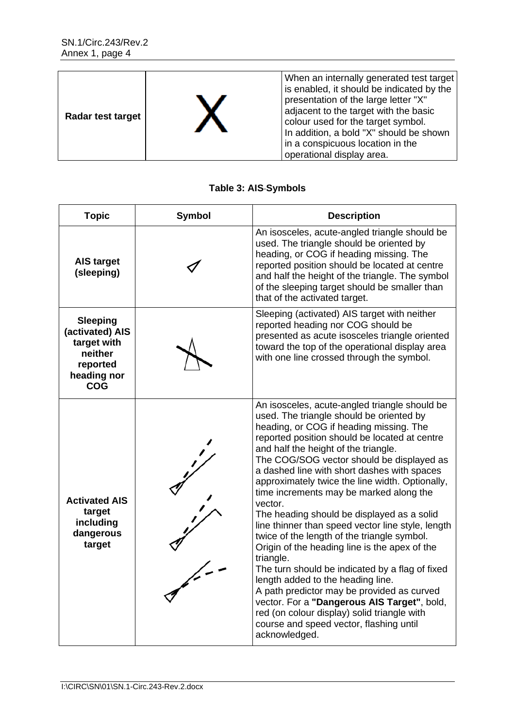| Radar test target | X | When an internally generated test target is enabled, it should be indicated by the presentation of the large letter "X" adjacent to the target with the basic colour used for the target symbol.<br>In addition, a bold "X" should be shown in a conspicuous location in the operational display area. |
|---|---|---|

**Table 3: AIS-Symbols**

| Topic | Symbol | Description |
|---|---|---|
| **AIS target (sleeping)** | | An isosceles, acute-angled triangle should be used. The triangle should be oriented by heading, or COG if heading missing. The reported position should be located at centre and half the height of the triangle. The symbol of the sleeping target should be smaller than that of the activated target. |
| **Sleeping (activated) AIS target with neither reported heading nor COG** | | Sleeping (activated) AIS target with neither reported heading nor COG should be presented as acute isosceles triangle oriented toward the top of the operational display area with one line crossed through the symbol. |
| **Activated AIS target including dangerous target** | | An isosceles, acute-angled triangle should be used. The triangle should be oriented by heading, or COG if heading missing. The reported position should be located at centre and half the height of the triangle.<br>The COG/SOG vector should be displayed as a dashed line with short dashes with spaces approximately twice the line width. Optionally, time increments may be marked along the vector.<br>The heading should be displayed as a solid line thinner than speed vector line style, length twice of the length of the triangle symbol. Origin of the heading line is the apex of the triangle.<br>The turn should be indicated by a flag of fixed length added to the heading line.<br>A path predictor may be provided as curved vector. For a **"Dangerous AIS Target"**, bold, red (on colour display) solid triangle with course and speed vector, flashing until acknowledged. |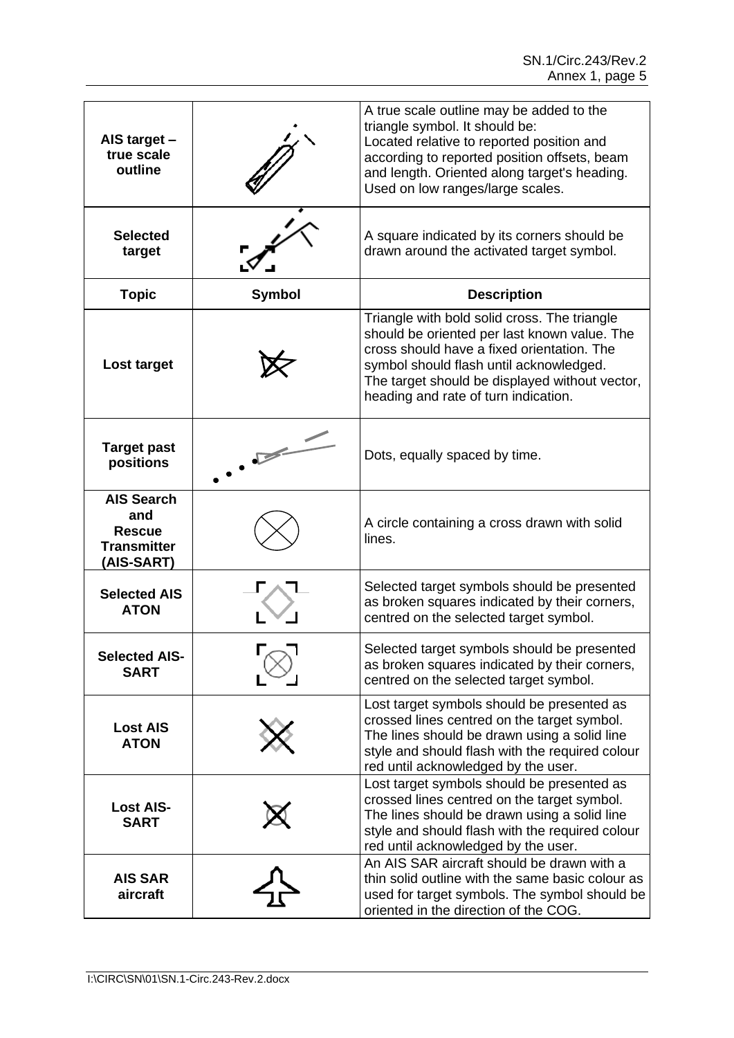| AIS target – true scale outline | | A true scale outline may be added to the triangle symbol. It should be: Located relative to reported position and according to reported position offsets, beam and length. Oriented along target's heading. Used on low ranges/large scales. |
|---|---|---|
| Selected target | | A square indicated by its corners should be drawn around the activated target symbol. |
| **Topic** | **Symbol** | **Description** |
| Lost target | | Triangle with bold solid cross. The triangle should be oriented per last known value. The cross should have a fixed orientation. The symbol should flash until acknowledged. The target should be displayed without vector, heading and rate of turn indication. |
| Target past positions | | Dots, equally spaced by time. |
| AIS Search and Rescue Transmitter (AIS-SART) | | A circle containing a cross drawn with solid lines. |
| Selected AIS ATON | | Selected target symbols should be presented as broken squares indicated by their corners, centred on the selected target symbol. |
| Selected AIS-SART | | Selected target symbols should be presented as broken squares indicated by their corners, centred on the selected target symbol. |
| Lost AIS ATON | | Lost target symbols should be presented as crossed lines centred on the target symbol. The lines should be drawn using a solid line style and should flash with the required colour red until acknowledged by the user. |
| Lost AIS-SART | | Lost target symbols should be presented as crossed lines centred on the target symbol. The lines should be drawn using a solid line style and should flash with the required colour red until acknowledged by the user. |
| AIS SAR aircraft | | An AIS SAR aircraft should be drawn with a thin solid outline with the same basic colour as used for target symbols. The symbol should be oriented in the direction of the COG. |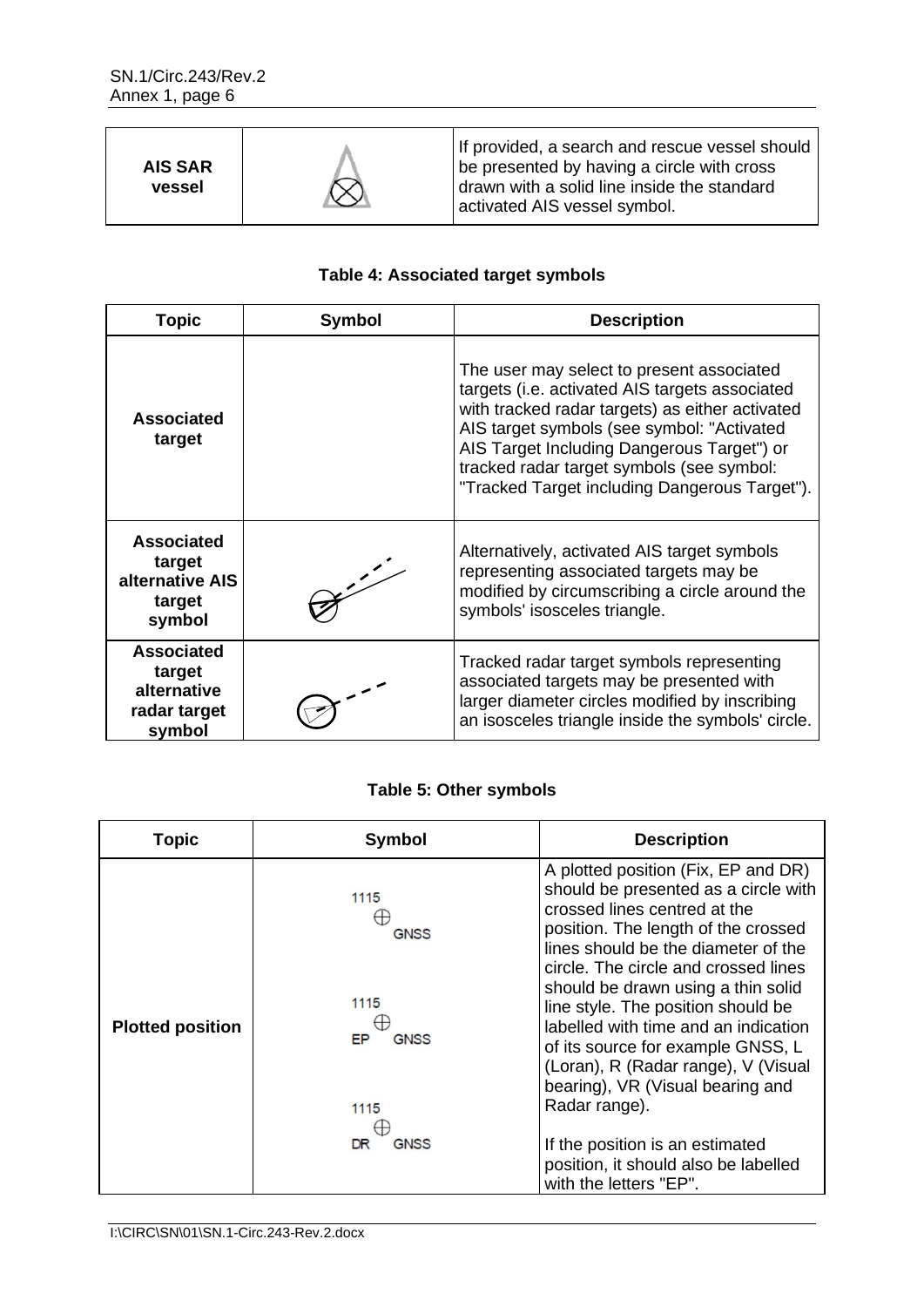| AIS SAR vessel | | If provided, a search and rescue vessel should be presented by having a circle with cross drawn with a solid line inside the standard activated AIS vessel symbol. |
|---|---|---|

**Table 4: Associated target symbols**

| Topic | Symbol | Description |
|---|---|---|
| **Associated target** | | The user may select to present associated targets (i.e. activated AIS targets associated with tracked radar targets) as either activated AIS target symbols (see symbol: "Activated AIS Target Including Dangerous Target") or tracked radar target symbols (see symbol: "Tracked Target including Dangerous Target"). |
| **Associated target alternative AIS target symbol** | | Alternatively, activated AIS target symbols representing associated targets may be modified by circumscribing a circle around the symbols' isosceles triangle. |
| **Associated target alternative radar target symbol** | | Tracked radar target symbols representing associated targets may be presented with larger diameter circles modified by inscribing an isosceles triangle inside the symbols' circle. |

**Table 5: Other symbols**

| Topic | Symbol | Description |
|---|---|---|
| **Plotted position** | 1115 ⊕ GNSS<br><br>1115 ⊕ EP GNSS<br><br>1115 ⊕ DR GNSS | A plotted position (Fix, EP and DR) should be presented as a circle with crossed lines centred at the position. The length of the crossed lines should be the diameter of the circle. The circle and crossed lines should be drawn using a thin solid line style. The position should be labelled with time and an indication of its source for example GNSS, L (Loran), R (Radar range), V (Visual bearing), VR (Visual bearing and Radar range).<br><br>If the position is an estimated position, it should also be labelled with the letters "EP". |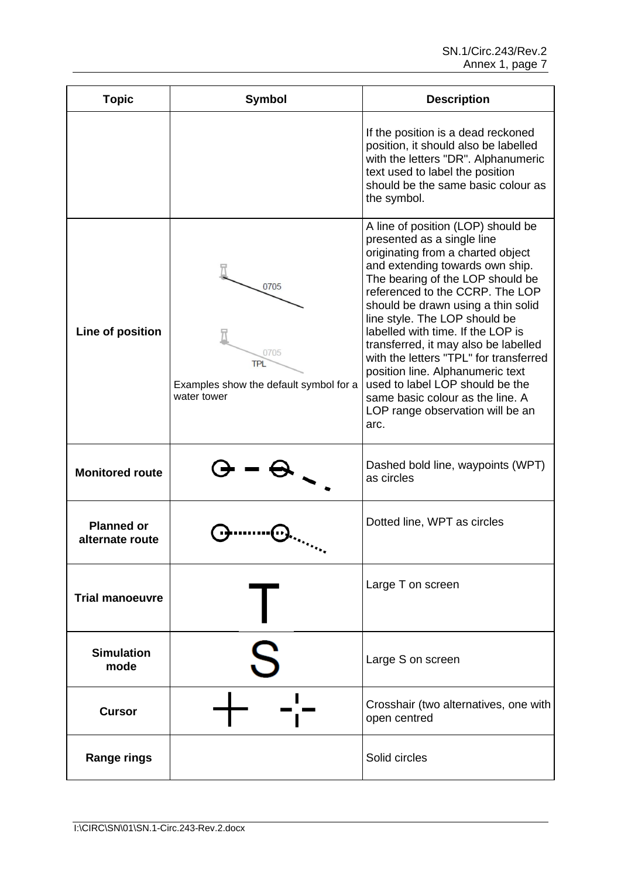| Topic | Symbol | Description |
| --- | --- | --- |
| | | If the position is a dead reckoned position, it should also be labelled with the letters "DR". Alphanumeric text used to label the position should be the same basic colour as the symbol. |
| **Line of position** | 0705 0705 TPL Examples show the default symbol for a water tower | A line of position (LOP) should be presented as a single line originating from a charted object and extending towards own ship. The bearing of the LOP should be referenced to the CCRP. The LOP should be drawn using a thin solid line style. The LOP should be labelled with time. If the LOP is transferred, it may also be labelled with the letters "TPL" for transferred position line. Alphanumeric text used to label LOP should be the same basic colour as the line. A LOP range observation will be an arc. |
| **Monitored route** | | Dashed bold line, waypoints (WPT) as circles |
| **Planned or alternate route** | | Dotted line, WPT as circles |
| **Trial manoeuvre** | T | Large T on screen |
| **Simulation mode** | S | Large S on screen |
| **Cursor** | | Crosshair (two alternatives, one with open centred |
| **Range rings** | | Solid circles |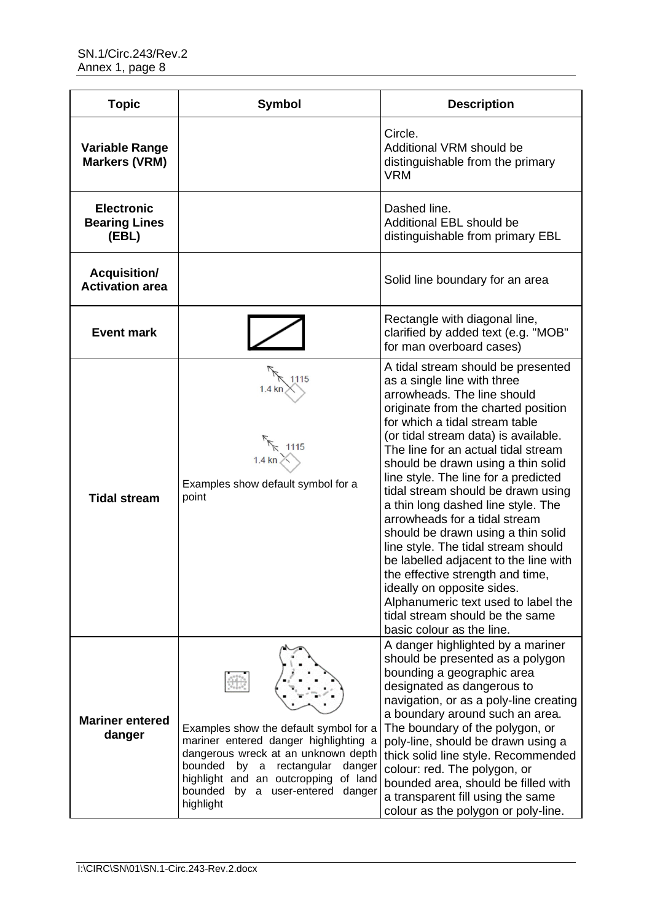| Topic | Symbol | Description |
|---|---|---|
| **Variable Range Markers (VRM)** | | Circle.<br>Additional VRM should be distinguishable from the primary VRM |
| **Electronic Bearing Lines (EBL)** | | Dashed line.<br>Additional EBL should be distinguishable from primary EBL |
| **Acquisition/ Activation area** | | Solid line boundary for an area |
| **Event mark** | | Rectangle with diagonal line, clarified by added text (e.g. "MOB" for man overboard cases) |
| **Tidal stream** | 1115<br>1.4 kn<br><br>1115<br>1.4 kn<br><br>Examples show default symbol for a point | A tidal stream should be presented as a single line with three arrowheads. The line should originate from the charted position for which a tidal stream table (or tidal stream data) is available. The line for an actual tidal stream should be drawn using a thin solid line style. The line for a predicted tidal stream should be drawn using a thin long dashed line style. The arrowheads for a tidal stream should be drawn using a thin solid line style. The tidal stream should be labelled adjacent to the line with the effective strength and time, ideally on opposite sides. Alphanumeric text used to label the tidal stream should be the same basic colour as the line. |
| **Mariner entered danger** | Examples show the default symbol for a mariner entered danger highlighting a dangerous wreck at an unknown depth bounded by a rectangular danger highlight and an outcropping of land bounded by a user-entered danger highlight | A danger highlighted by a mariner should be presented as a polygon bounding a geographic area designated as dangerous to navigation, or as a poly-line creating a boundary around such an area. The boundary of the polygon, or poly-line, should be drawn using a thick solid line style. Recommended colour: red. The polygon, or bounded area, should be filled with a transparent fill using the same colour as the polygon or poly-line. |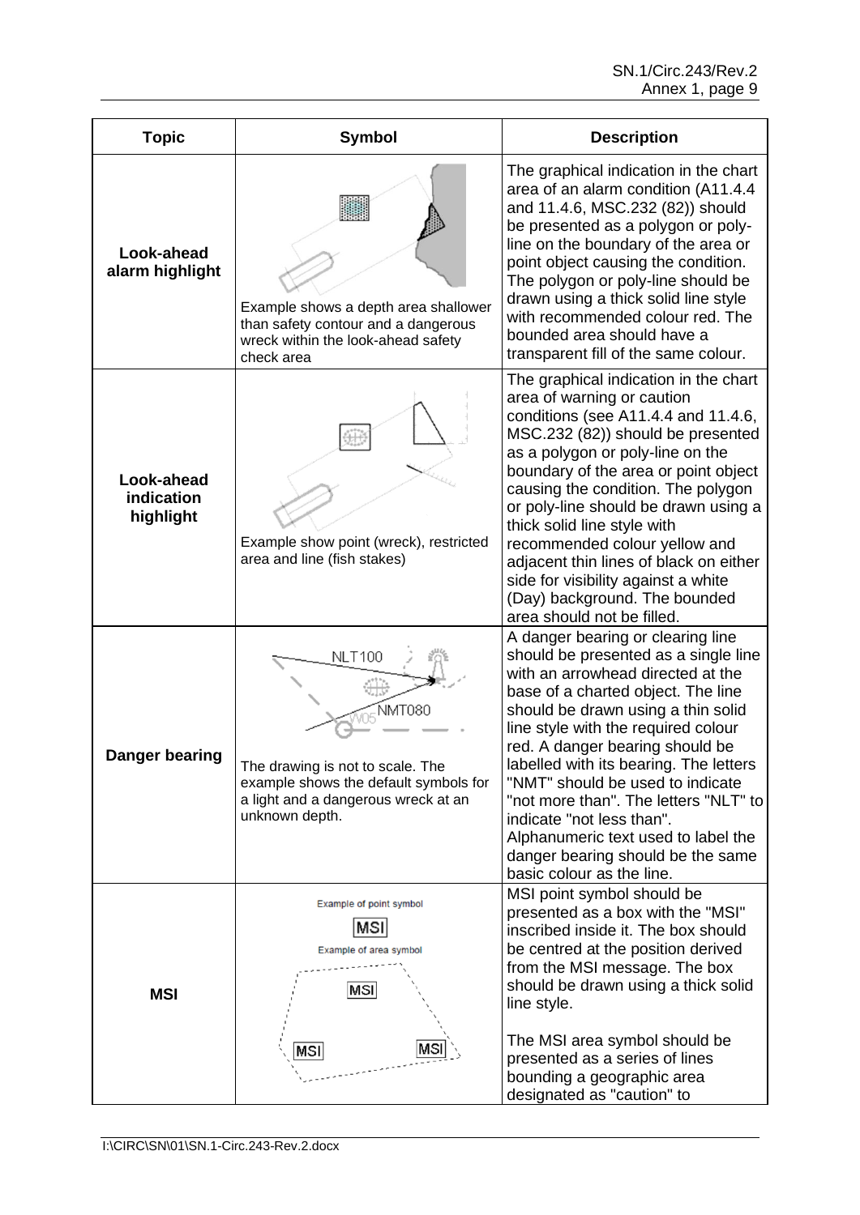| Topic | Symbol | Description |
|---|---|---|
| **Look-ahead alarm highlight** | Example shows a depth area shallower than safety contour and a dangerous wreck within the look-ahead safety check area | The graphical indication in the chart area of an alarm condition (A11.4.4 and 11.4.6, MSC.232 (82)) should be presented as a polygon or poly-line on the boundary of the area or point object causing the condition. The polygon or poly-line should be drawn using a thick solid line style with recommended colour red. The bounded area should have a transparent fill of the same colour. |
| **Look-ahead indication highlight** | Example show point (wreck), restricted area and line (fish stakes) | The graphical indication in the chart area of warning or caution conditions (see A11.4.4 and 11.4.6, MSC.232 (82)) should be presented as a polygon or poly-line on the boundary of the area or point object causing the condition. The polygon or poly-line should be drawn using a thick solid line style with recommended colour yellow and adjacent thin lines of black on either side for visibility against a white (Day) background. The bounded area should not be filled. |
| **Danger bearing** | NLT100 NMT080 W05 The drawing is not to scale. The example shows the default symbols for a light and a dangerous wreck at an unknown depth. | A danger bearing or clearing line should be presented as a single line with an arrowhead directed at the base of a charted object. The line should be drawn using a thin solid line style with the required colour red. A danger bearing should be labelled with its bearing. The letters "NMT" should be used to indicate "not more than". The letters "NLT" to indicate "not less than". Alphanumeric text used to label the danger bearing should be the same basic colour as the line. |
| **MSI** | Example of point symbol MSI Example of area symbol MSI MSI MSI | MSI point symbol should be presented as a box with the "MSI" inscribed inside it. The box should be centred at the position derived from the MSI message. The box should be drawn using a thick solid line style.<br><br>The MSI area symbol should be presented as a series of lines bounding a geographic area designated as "caution" to |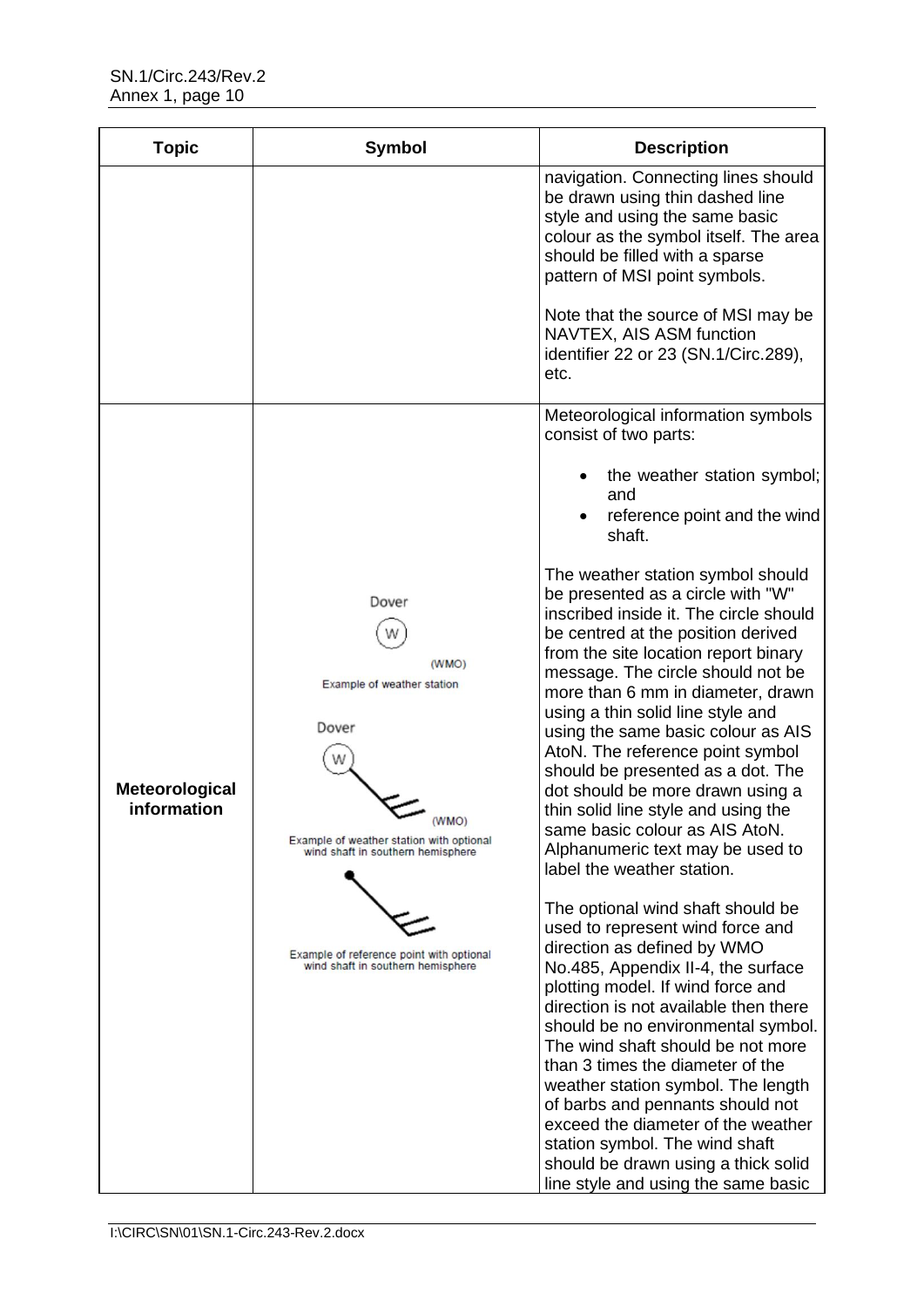| Topic | Symbol | Description |
|---|---|---|
| | | navigation. Connecting lines should be drawn using thin dashed line style and using the same basic colour as the symbol itself. The area should be filled with a sparse pattern of MSI point symbols.<br><br>Note that the source of MSI may be NAVTEX, AIS ASM function identifier 22 or 23 (SN.1/Circ.289), etc. |
| **Meteorological information** | Dover<br>W<br>(WMO)<br>Example of weather station<br><br>Dover<br>W<br>(WMO)<br>Example of weather station with optional wind shaft in southern hemisphere<br><br>Example of reference point with optional wind shaft in southern hemisphere | Meteorological information symbols consist of two parts:<br><br>• the weather station symbol; and<br>• reference point and the wind shaft.<br><br>The weather station symbol should be presented as a circle with "W" inscribed inside it. The circle should be centred at the position derived from the site location report binary message. The circle should not be more than 6 mm in diameter, drawn using a thin solid line style and using the same basic colour as AIS AtoN. The reference point symbol should be presented as a dot. The dot should be more drawn using a thin solid line style and using the same basic colour as AIS AtoN. Alphanumeric text may be used to label the weather station.<br><br>The optional wind shaft should be used to represent wind force and direction as defined by WMO No.485, Appendix II-4, the surface plotting model. If wind force and direction is not available then there should be no environmental symbol. The wind shaft should be not more than 3 times the diameter of the weather station symbol. The length of barbs and pennants should not exceed the diameter of the weather station symbol. The wind shaft should be drawn using a thick solid line style and using the same basic |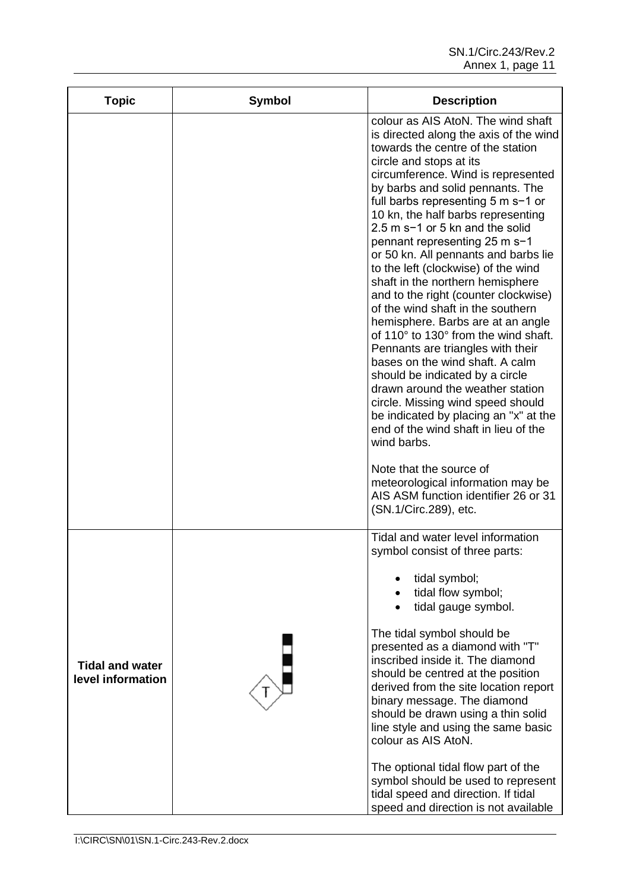| Topic | Symbol | Description |
|---|---|---|
| | | colour as AIS AtoN. The wind shaft is directed along the axis of the wind towards the centre of the station circle and stops at its circumference. Wind is represented by barbs and solid pennants. The full barbs representing 5 m s−1 or 10 kn, the half barbs representing 2.5 m s−1 or 5 kn and the solid pennant representing 25 m s−1 or 50 kn. All pennants and barbs lie to the left (clockwise) of the wind shaft in the northern hemisphere and to the right (counter clockwise) of the wind shaft in the southern hemisphere. Barbs are at an angle of 110° to 130° from the wind shaft. Pennants are triangles with their bases on the wind shaft. A calm should be indicated by a circle drawn around the weather station circle. Missing wind speed should be indicated by placing an "x" at the end of the wind shaft in lieu of the wind barbs.<br><br>Note that the source of meteorological information may be AIS ASM function identifier 26 or 31 (SN.1/Circ.289), etc. |
| **Tidal and water level information** | T | Tidal and water level information symbol consist of three parts:<br><br>• tidal symbol;<br>• tidal flow symbol;<br>• tidal gauge symbol.<br><br>The tidal symbol should be presented as a diamond with "T" inscribed inside it. The diamond should be centred at the position derived from the site location report binary message. The diamond should be drawn using a thin solid line style and using the same basic colour as AIS AtoN.<br><br>The optional tidal flow part of the symbol should be used to represent tidal speed and direction. If tidal speed and direction is not available |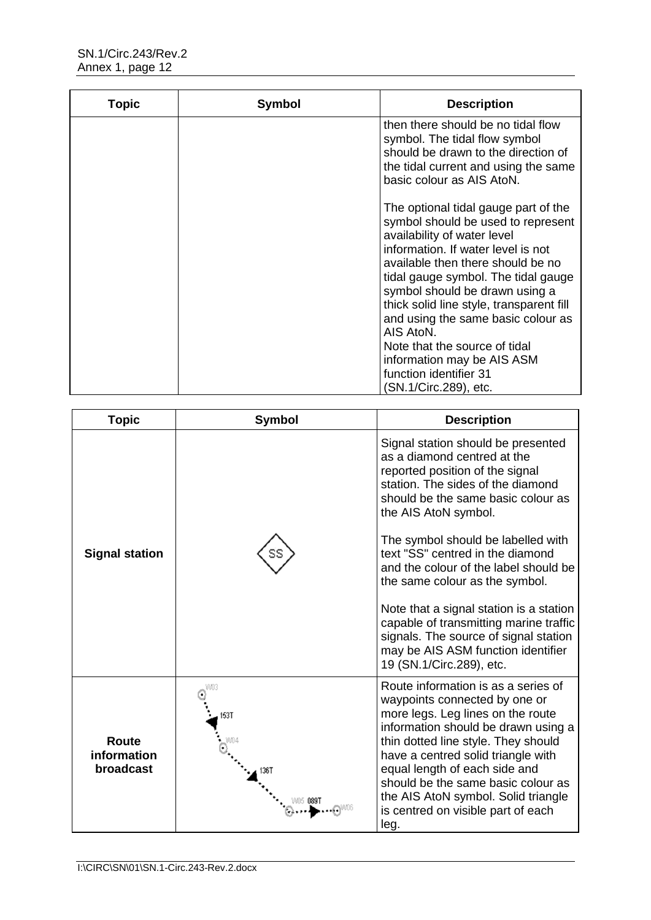| Topic | Symbol | Description |
|---|---|---|
| | | then there should be no tidal flow symbol. The tidal flow symbol should be drawn to the direction of the tidal current and using the same basic colour as AIS AtoN.<br><br>The optional tidal gauge part of the symbol should be used to represent availability of water level information. If water level is not available then there should be no tidal gauge symbol. The tidal gauge symbol should be drawn using a thick solid line style, transparent fill and using the same basic colour as AIS AtoN.<br>Note that the source of tidal information may be AIS ASM function identifier 31 (SN.1/Circ.289), etc. |

| Topic | Symbol | Description |
|---|---|---|
| **Signal station** | SS | Signal station should be presented as a diamond centred at the reported position of the signal station. The sides of the diamond should be the same basic colour as the AIS AtoN symbol.<br><br>The symbol should be labelled with text "SS" centred in the diamond and the colour of the label should be the same colour as the symbol.<br><br>Note that a signal station is a station capable of transmitting marine traffic signals. The source of signal station may be AIS ASM function identifier 19 (SN.1/Circ.289), etc. |
| **Route information broadcast** | WO3, 153T, WO4, 136T, WO5, 089T, WO6 | Route information is as a series of waypoints connected by one or more legs. Leg lines on the route information should be drawn using a thin dotted line style. They should have a centred solid triangle with equal length of each side and should be the same basic colour as the AIS AtoN symbol. Solid triangle is centred on visible part of each leg. |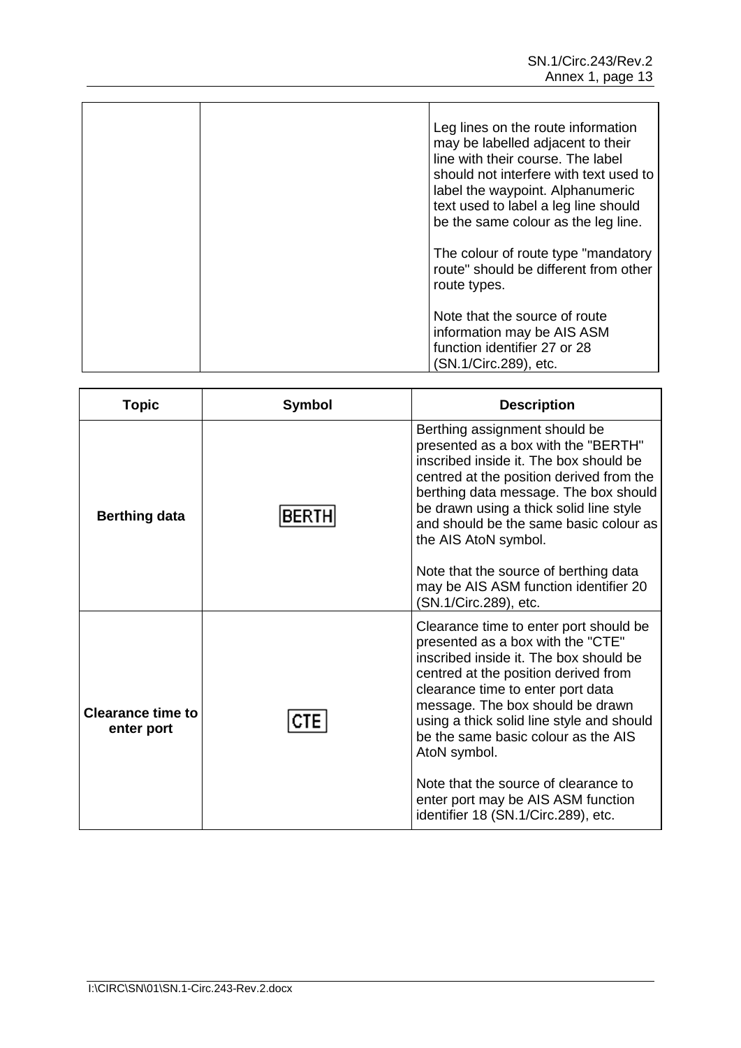| | | |
|---|---|---|
| | | Leg lines on the route information may be labelled adjacent to their line with their course. The label should not interfere with text used to label the waypoint. Alphanumeric text used to label a leg line should be the same colour as the leg line.<br><br>The colour of route type "mandatory route" should be different from other route types.<br><br>Note that the source of route information may be AIS ASM function identifier 27 or 28 (SN.1/Circ.289), etc. |

| Topic | Symbol | Description |
|---|---|---|
| **Berthing data** | BERTH | Berthing assignment should be presented as a box with the "BERTH" inscribed inside it. The box should be centred at the position derived from the berthing data message. The box should be drawn using a thick solid line style and should be the same basic colour as the AIS AtoN symbol.<br><br>Note that the source of berthing data may be AIS ASM function identifier 20 (SN.1/Circ.289), etc. |
| **Clearance time to enter port** | CTE | Clearance time to enter port should be presented as a box with the "CTE" inscribed inside it. The box should be centred at the position derived from clearance time to enter port data message. The box should be drawn using a thick solid line style and should be the same basic colour as the AIS AtoN symbol.<br><br>Note that the source of clearance to enter port may be AIS ASM function identifier 18 (SN.1/Circ.289), etc. |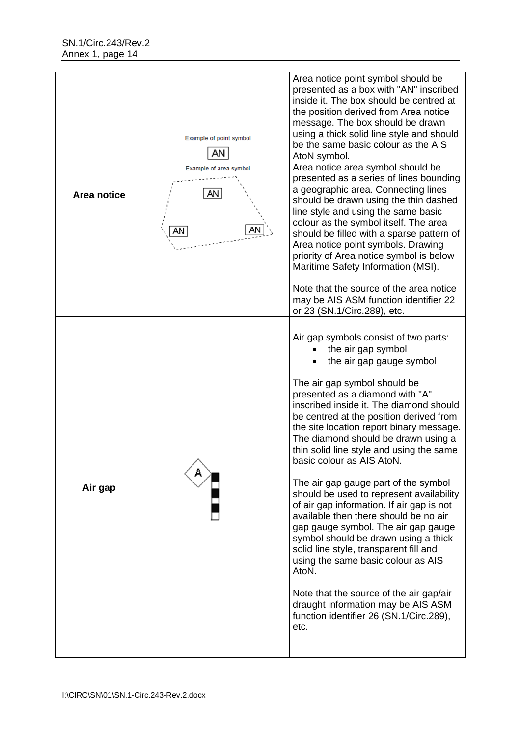| | | |
|---|---|---|
| **Area notice** | Example of point symbol AN Example of area symbol AN AN AN | Area notice point symbol should be presented as a box with "AN" inscribed inside it. The box should be centred at the position derived from Area notice message. The box should be drawn using a thick solid line style and should be the same basic colour as the AIS AtoN symbol.<br>Area notice area symbol should be presented as a series of lines bounding a geographic area. Connecting lines should be drawn using the thin dashed line style and using the same basic colour as the symbol itself. The area should be filled with a sparse pattern of Area notice point symbols. Drawing priority of Area notice symbol is below Maritime Safety Information (MSI).<br><br>Note that the source of the area notice may be AIS ASM function identifier 22 or 23 (SN.1/Circ.289), etc. |
| **Air gap** | A | Air gap symbols consist of two parts:<br>• the air gap symbol<br>• the air gap gauge symbol<br><br>The air gap symbol should be presented as a diamond with "A" inscribed inside it. The diamond should be centred at the position derived from the site location report binary message. The diamond should be drawn using a thin solid line style and using the same basic colour as AIS AtoN.<br><br>The air gap gauge part of the symbol should be used to represent availability of air gap information. If air gap is not available then there should be no air gap gauge symbol. The air gap gauge symbol should be drawn using a thick solid line style, transparent fill and using the same basic colour as AIS AtoN.<br><br>Note that the source of the air gap/air draught information may be AIS ASM function identifier 26 (SN.1/Circ.289), etc. |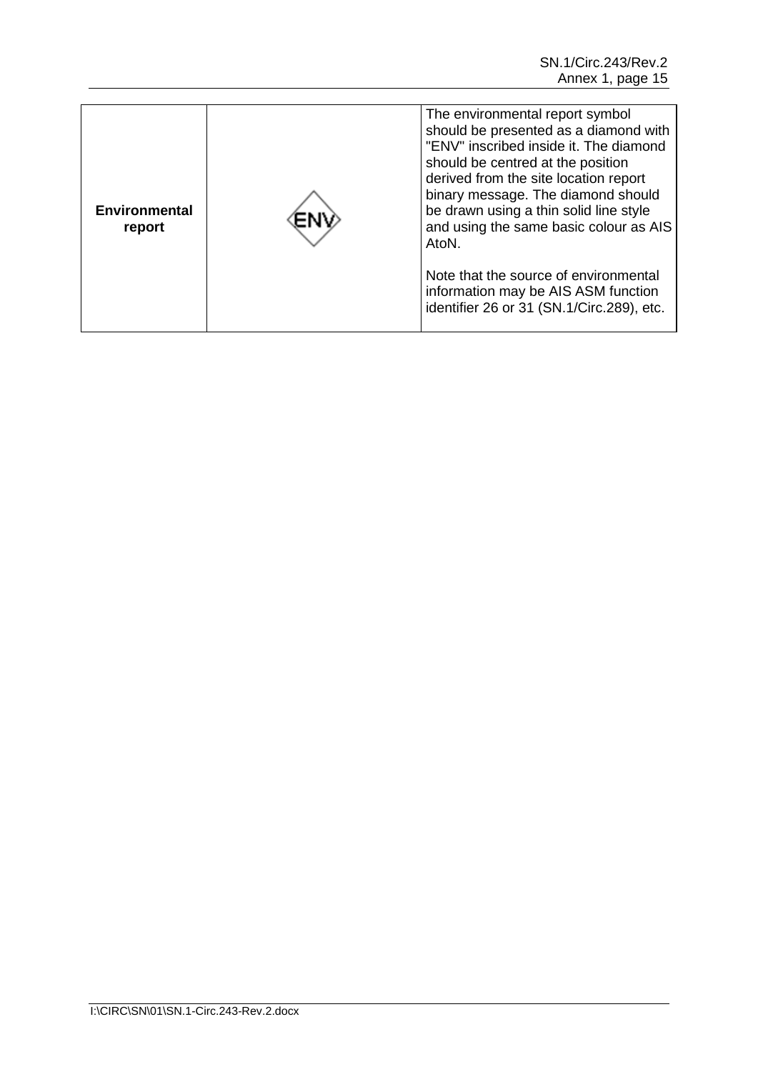| | | |
|---|---|---|
| **Environmental report** | ENV | The environmental report symbol should be presented as a diamond with "ENV" inscribed inside it. The diamond should be centred at the position derived from the site location report binary message. The diamond should be drawn using a thin solid line style and using the same basic colour as AIS AtoN.<br><br>Note that the source of environmental information may be AIS ASM function identifier 26 or 31 (SN.1/Circ.289), etc. |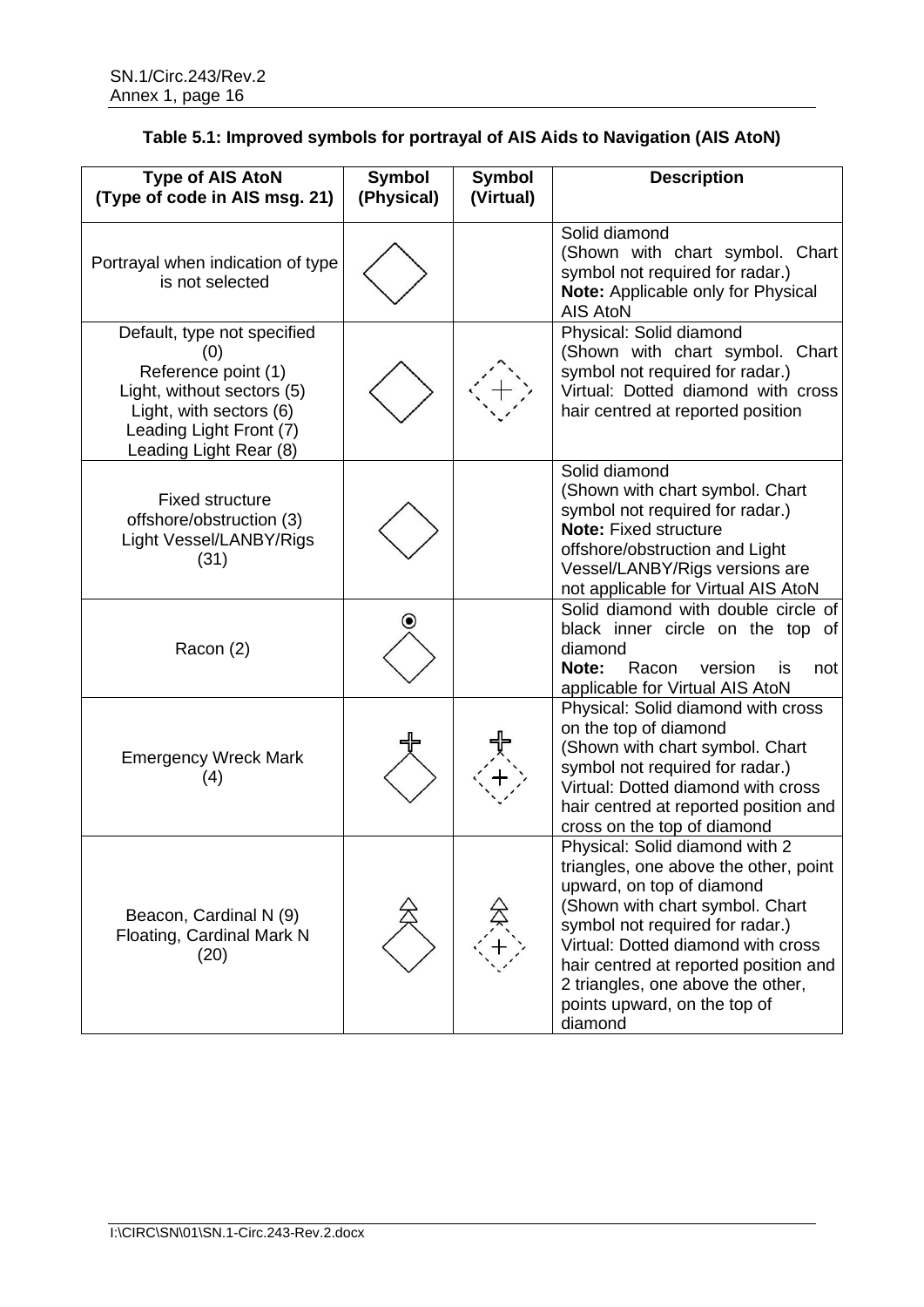**Table 5.1: Improved symbols for portrayal of AIS Aids to Navigation (AIS AtoN)**

| Type of AIS AtoN (Type of code in AIS msg. 21) | Symbol (Physical) | Symbol (Virtual) | Description |
|---|---|---|---|
| Portrayal when indication of type is not selected | | | Solid diamond (Shown with chart symbol. Chart symbol not required for radar.) **Note:** Applicable only for Physical AIS AtoN |
| Default, type not specified (0) Reference point (1) Light, without sectors (5) Light, with sectors (6) Leading Light Front (7) Leading Light Rear (8) | | | Physical: Solid diamond (Shown with chart symbol. Chart symbol not required for radar.) Virtual: Dotted diamond with cross hair centred at reported position |
| Fixed structure offshore/obstruction (3) Light Vessel/LANBY/Rigs (31) | | | Solid diamond (Shown with chart symbol. Chart symbol not required for radar.) **Note:** Fixed structure offshore/obstruction and Light Vessel/LANBY/Rigs versions are not applicable for Virtual AIS AtoN |
| Racon (2) | | | Solid diamond with double circle of black inner circle on the top of diamond **Note:** Racon version is not applicable for Virtual AIS AtoN |
| Emergency Wreck Mark (4) | | | Physical: Solid diamond with cross on the top of diamond (Shown with chart symbol. Chart symbol not required for radar.) Virtual: Dotted diamond with cross hair centred at reported position and cross on the top of diamond |
| Beacon, Cardinal N (9) Floating, Cardinal Mark N (20) | | | Physical: Solid diamond with 2 triangles, one above the other, point upward, on top of diamond (Shown with chart symbol. Chart symbol not required for radar.) Virtual: Dotted diamond with cross hair centred at reported position and 2 triangles, one above the other, points upward, on the top of diamond |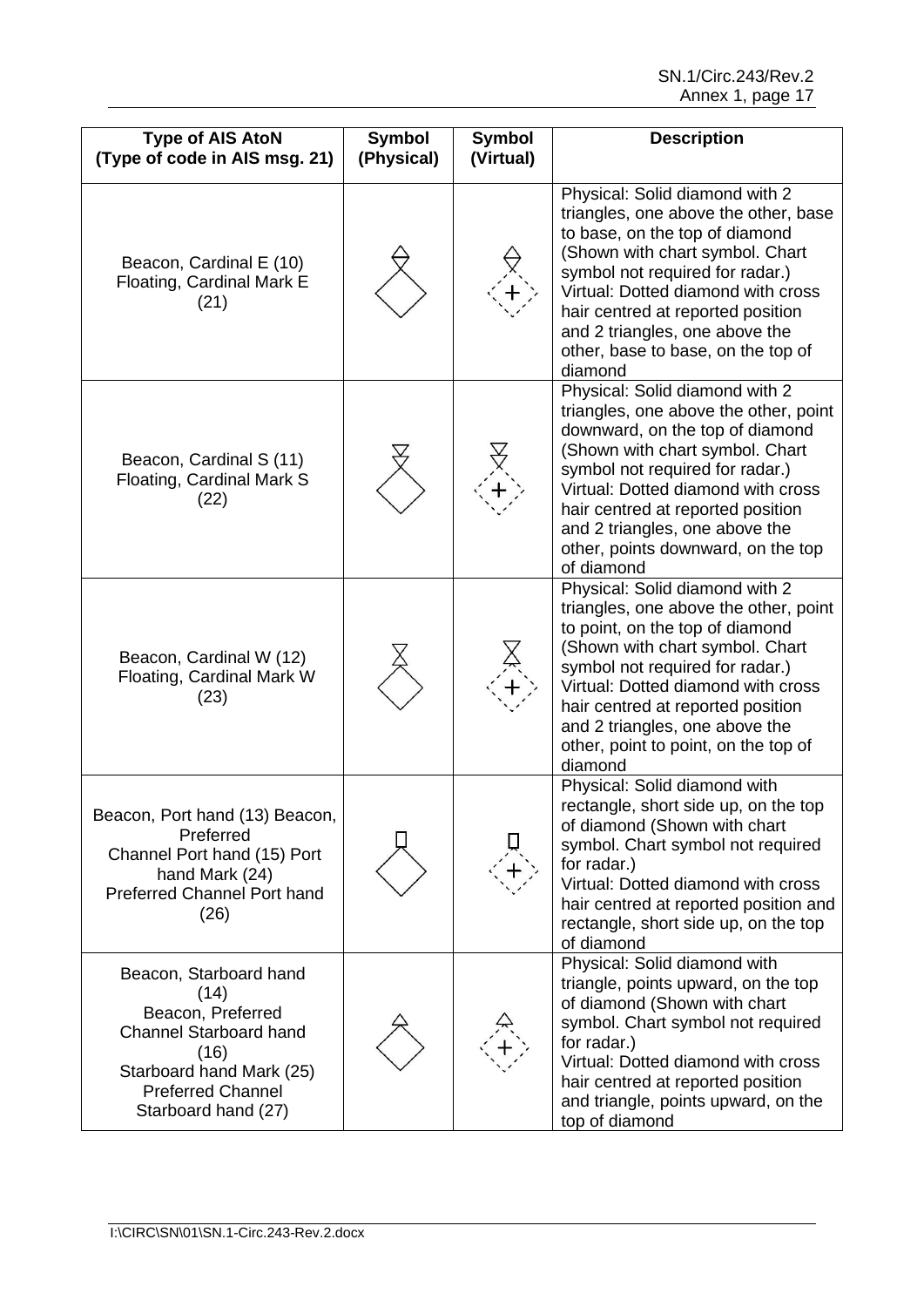| Type of AIS AtoN (Type of code in AIS msg. 21) | Symbol (Physical) | Symbol (Virtual) | Description |
|---|---|---|---|
| Beacon, Cardinal E (10) Floating, Cardinal Mark E (21) | | | Physical: Solid diamond with 2 triangles, one above the other, base to base, on the top of diamond (Shown with chart symbol. Chart symbol not required for radar.) Virtual: Dotted diamond with cross hair centred at reported position and 2 triangles, one above the other, base to base, on the top of diamond |
| Beacon, Cardinal S (11) Floating, Cardinal Mark S (22) | | | Physical: Solid diamond with 2 triangles, one above the other, point downward, on the top of diamond (Shown with chart symbol. Chart symbol not required for radar.) Virtual: Dotted diamond with cross hair centred at reported position and 2 triangles, one above the other, points downward, on the top of diamond |
| Beacon, Cardinal W (12) Floating, Cardinal Mark W (23) | | | Physical: Solid diamond with 2 triangles, one above the other, point to point, on the top of diamond (Shown with chart symbol. Chart symbol not required for radar.) Virtual: Dotted diamond with cross hair centred at reported position and 2 triangles, one above the other, point to point, on the top of diamond |
| Beacon, Port hand (13) Beacon, Preferred Channel Port hand (15) Port hand Mark (24) Preferred Channel Port hand (26) | | | Physical: Solid diamond with rectangle, short side up, on the top of diamond (Shown with chart symbol. Chart symbol not required for radar.) Virtual: Dotted diamond with cross hair centred at reported position and rectangle, short side up, on the top of diamond |
| Beacon, Starboard hand (14) Beacon, Preferred Channel Starboard hand (16) Starboard hand Mark (25) Preferred Channel Starboard hand (27) | | | Physical: Solid diamond with triangle, points upward, on the top of diamond (Shown with chart symbol. Chart symbol not required for radar.) Virtual: Dotted diamond with cross hair centred at reported position and triangle, points upward, on the top of diamond |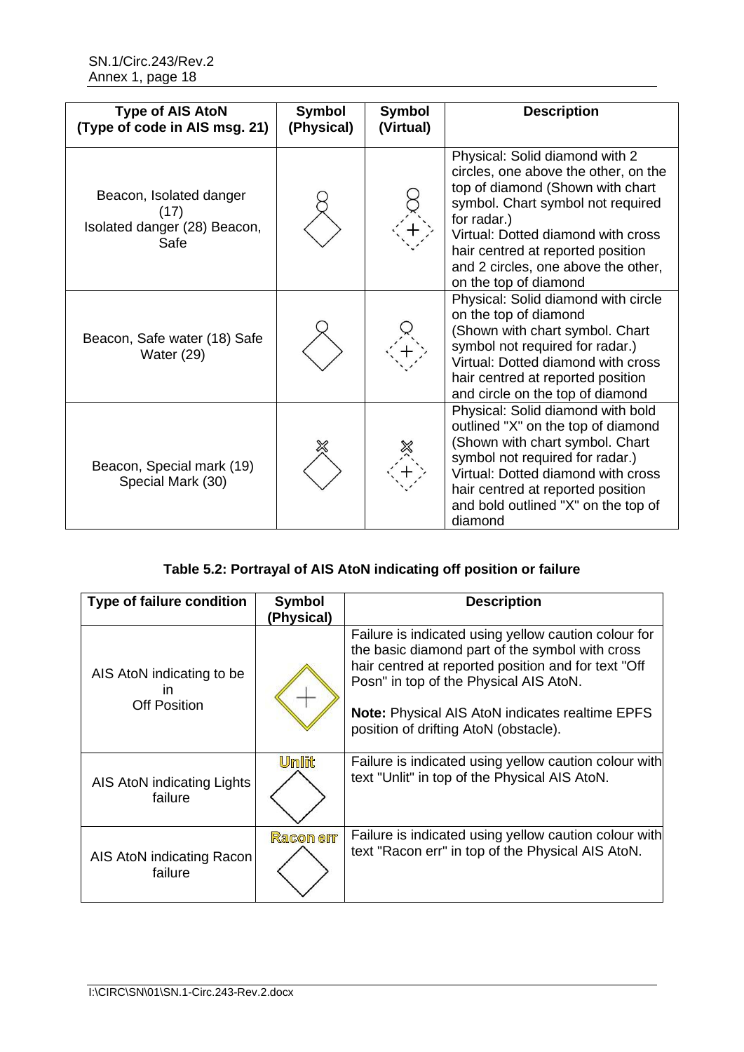| Type of AIS AtoN (Type of code in AIS msg. 21) | Symbol (Physical) | Symbol (Virtual) | Description |
|---|---|---|---|
| Beacon, Isolated danger (17) Isolated danger (28) Beacon, Safe | | | Physical: Solid diamond with 2 circles, one above the other, on the top of diamond (Shown with chart symbol. Chart symbol not required for radar.) Virtual: Dotted diamond with cross hair centred at reported position and 2 circles, one above the other, on the top of diamond |
| Beacon, Safe water (18) Safe Water (29) | | | Physical: Solid diamond with circle on the top of diamond (Shown with chart symbol. Chart symbol not required for radar.) Virtual: Dotted diamond with cross hair centred at reported position and circle on the top of diamond |
| Beacon, Special mark (19) Special Mark (30) | | | Physical: Solid diamond with bold outlined "X" on the top of diamond (Shown with chart symbol. Chart symbol not required for radar.) Virtual: Dotted diamond with cross hair centred at reported position and bold outlined "X" on the top of diamond |

**Table 5.2: Portrayal of AIS AtoN indicating off position or failure**

| Type of failure condition | Symbol (Physical) | Description |
|---|---|---|
| AIS AtoN indicating to be in Off Position | | Failure is indicated using yellow caution colour for the basic diamond part of the symbol with cross hair centred at reported position and for text "Off Posn" in top of the Physical AIS AtoN. **Note:** Physical AIS AtoN indicates realtime EPFS position of drifting AtoN (obstacle). |
| AIS AtoN indicating Lights failure | Unlit | Failure is indicated using yellow caution colour with text "Unlit" in top of the Physical AIS AtoN. |
| AIS AtoN indicating Racon failure | Racon err | Failure is indicated using yellow caution colour with text "Racon err" in top of the Physical AIS AtoN. |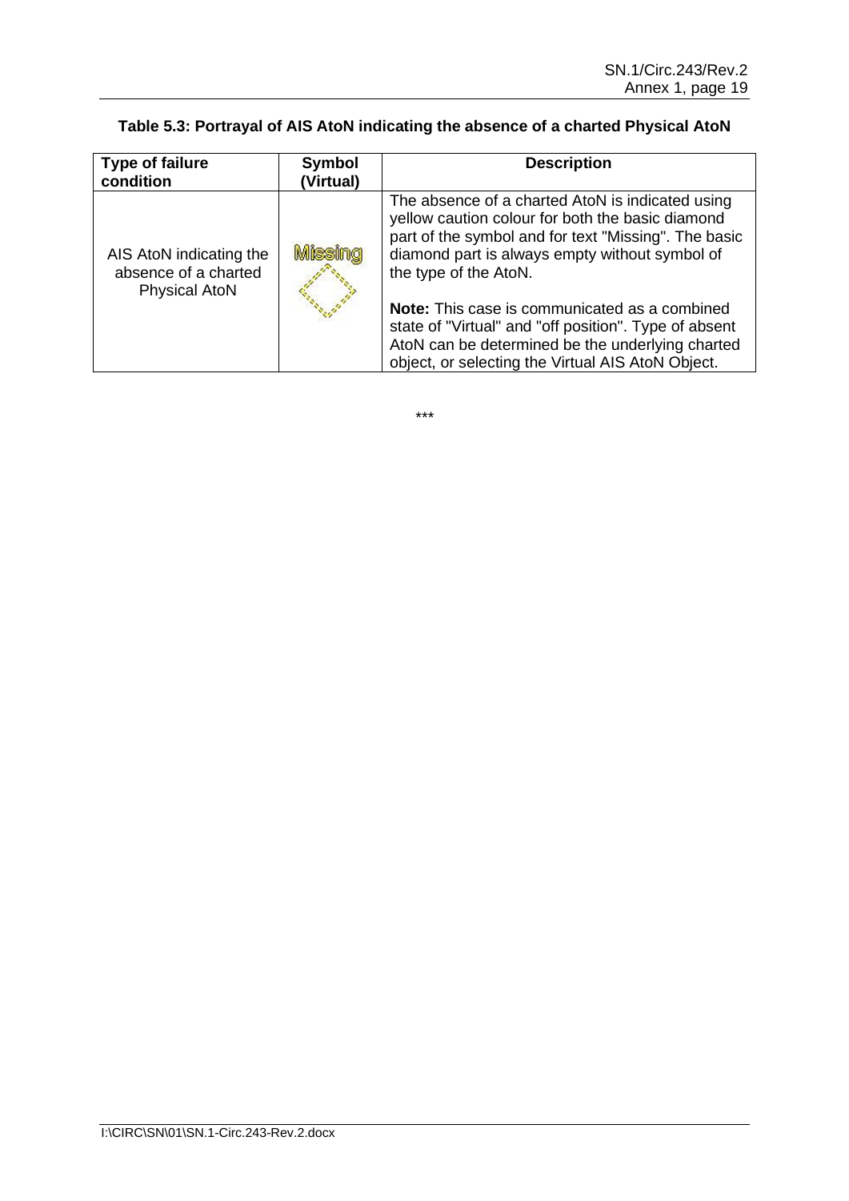**Table 5.3: Portrayal of AIS AtoN indicating the absence of a charted Physical AtoN**

| Type of failure condition | Symbol (Virtual) | Description |
|---|---|---|
| AIS AtoN indicating the absence of a charted Physical AtoN | Missing | The absence of a charted AtoN is indicated using yellow caution colour for both the basic diamond part of the symbol and for text "Missing". The basic diamond part is always empty without symbol of the type of the AtoN.<br><br>**Note:** This case is communicated as a combined state of "Virtual" and "off position". Type of absent AtoN can be determined be the underlying charted object, or selecting the Virtual AIS AtoN Object. |

***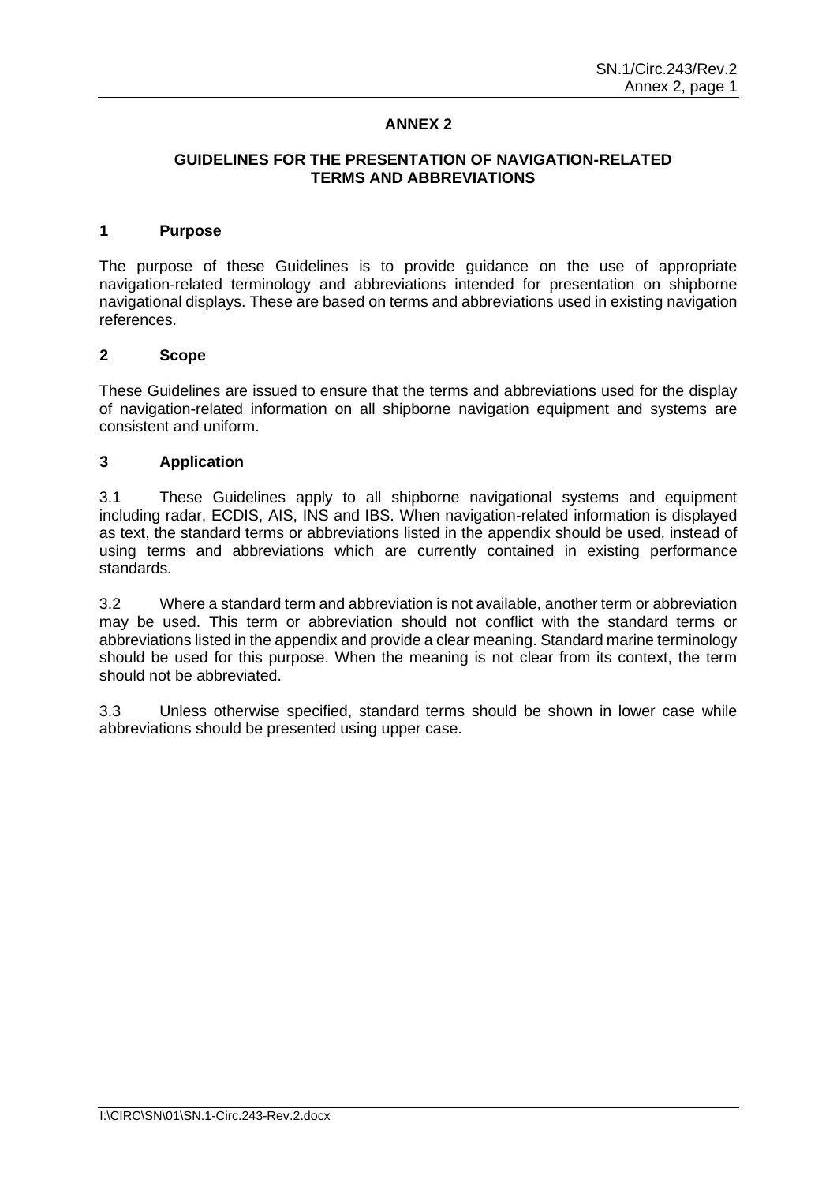# ANNEX 2

## GUIDELINES FOR THE PRESENTATION OF NAVIGATION-RELATED TERMS AND ABBREVIATIONS

### 1 Purpose

The purpose of these Guidelines is to provide guidance on the use of appropriate navigation-related terminology and abbreviations intended for presentation on shipborne navigational displays. These are based on terms and abbreviations used in existing navigation references.

### 2 Scope

These Guidelines are issued to ensure that the terms and abbreviations used for the display of navigation-related information on all shipborne navigation equipment and systems are consistent and uniform.

### 3 Application

3.1 These Guidelines apply to all shipborne navigational systems and equipment including radar, ECDIS, AIS, INS and IBS. When navigation-related information is displayed as text, the standard terms or abbreviations listed in the appendix should be used, instead of using terms and abbreviations which are currently contained in existing performance standards.

3.2 Where a standard term and abbreviation is not available, another term or abbreviation may be used. This term or abbreviation should not conflict with the standard terms or abbreviations listed in the appendix and provide a clear meaning. Standard marine terminology should be used for this purpose. When the meaning is not clear from its context, the term should not be abbreviated.

3.3 Unless otherwise specified, standard terms should be shown in lower case while abbreviations should be presented using upper case.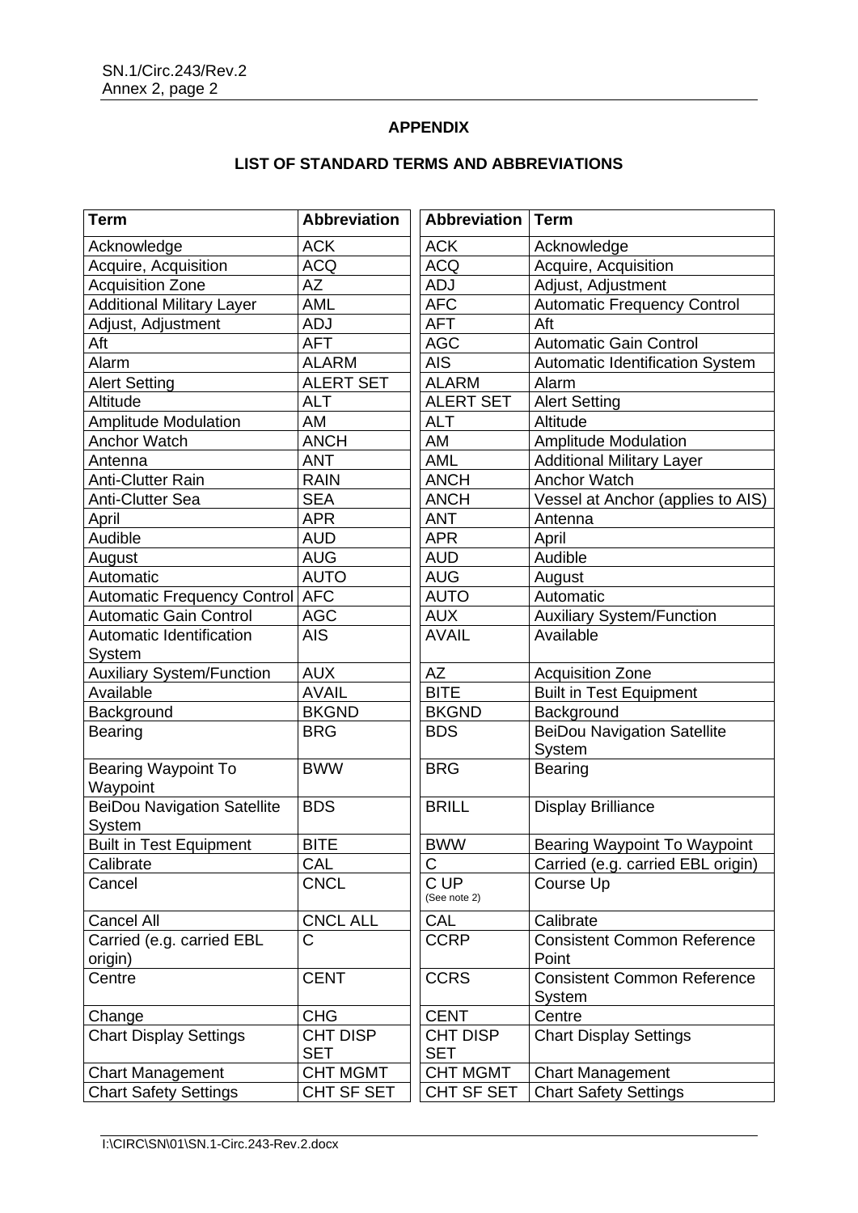**APPENDIX**

**LIST OF STANDARD TERMS AND ABBREVIATIONS**

| Term | Abbreviation |
|---|---|
| Acknowledge | ACK |
| Acquire, Acquisition | ACQ |
| Acquisition Zone | AZ |
| Additional Military Layer | AML |
| Adjust, Adjustment | ADJ |
| Aft | AFT |
| Alarm | ALARM |
| Alert Setting | ALERT SET |
| Altitude | ALT |
| Amplitude Modulation | AM |
| Anchor Watch | ANCH |
| Antenna | ANT |
| Anti-Clutter Rain | RAIN |
| Anti-Clutter Sea | SEA |
| April | APR |
| Audible | AUD |
| August | AUG |
| Automatic | AUTO |
| Automatic Frequency Control | AFC |
| Automatic Gain Control | AGC |
| Automatic Identification System | AIS |
| Auxiliary System/Function | AUX |
| Available | AVAIL |
| Background | BKGND |
| Bearing | BRG |
| Bearing Waypoint To Waypoint | BWW |
| BeiDou Navigation Satellite System | BDS |
| Built in Test Equipment | BITE |
| Calibrate | CAL |
| Cancel | CNCL |
| Cancel All | CNCL ALL |
| Carried (e.g. carried EBL origin) | C |
| Centre | CENT |
| Change | CHG |
| Chart Display Settings | CHT DISP SET |
| Chart Management | CHT MGMT |
| Chart Safety Settings | CHT SF SET |

| Abbreviation | Term |
|---|---|
| ACK | Acknowledge |
| ACQ | Acquire, Acquisition |
| ADJ | Adjust, Adjustment |
| AFC | Automatic Frequency Control |
| AFT | Aft |
| AGC | Automatic Gain Control |
| AIS | Automatic Identification System |
| ALARM | Alarm |
| ALERT SET | Alert Setting |
| ALT | Altitude |
| AM | Amplitude Modulation |
| AML | Additional Military Layer |
| ANCH | Anchor Watch |
| ANCH | Vessel at Anchor (applies to AIS) |
| ANT | Antenna |
| APR | April |
| AUD | Audible |
| AUG | August |
| AUTO | Automatic |
| AUX | Auxiliary System/Function |
| AVAIL | Available |
| AZ | Acquisition Zone |
| BITE | Built in Test Equipment |
| BKGND | Background |
| BDS | BeiDou Navigation Satellite System |
| BRG | Bearing |
| BRILL | Display Brilliance |
| BWW | Bearing Waypoint To Waypoint |
| C | Carried (e.g. carried EBL origin) |
| C UP (See note 2) | Course Up |
| CAL | Calibrate |
| CCRP | Consistent Common Reference Point |
| CCRS | Consistent Common Reference System |
| CENT | Centre |
| CHT DISP SET | Chart Display Settings |
| CHT MGMT | Chart Management |
| CHT SF SET | Chart Safety Settings |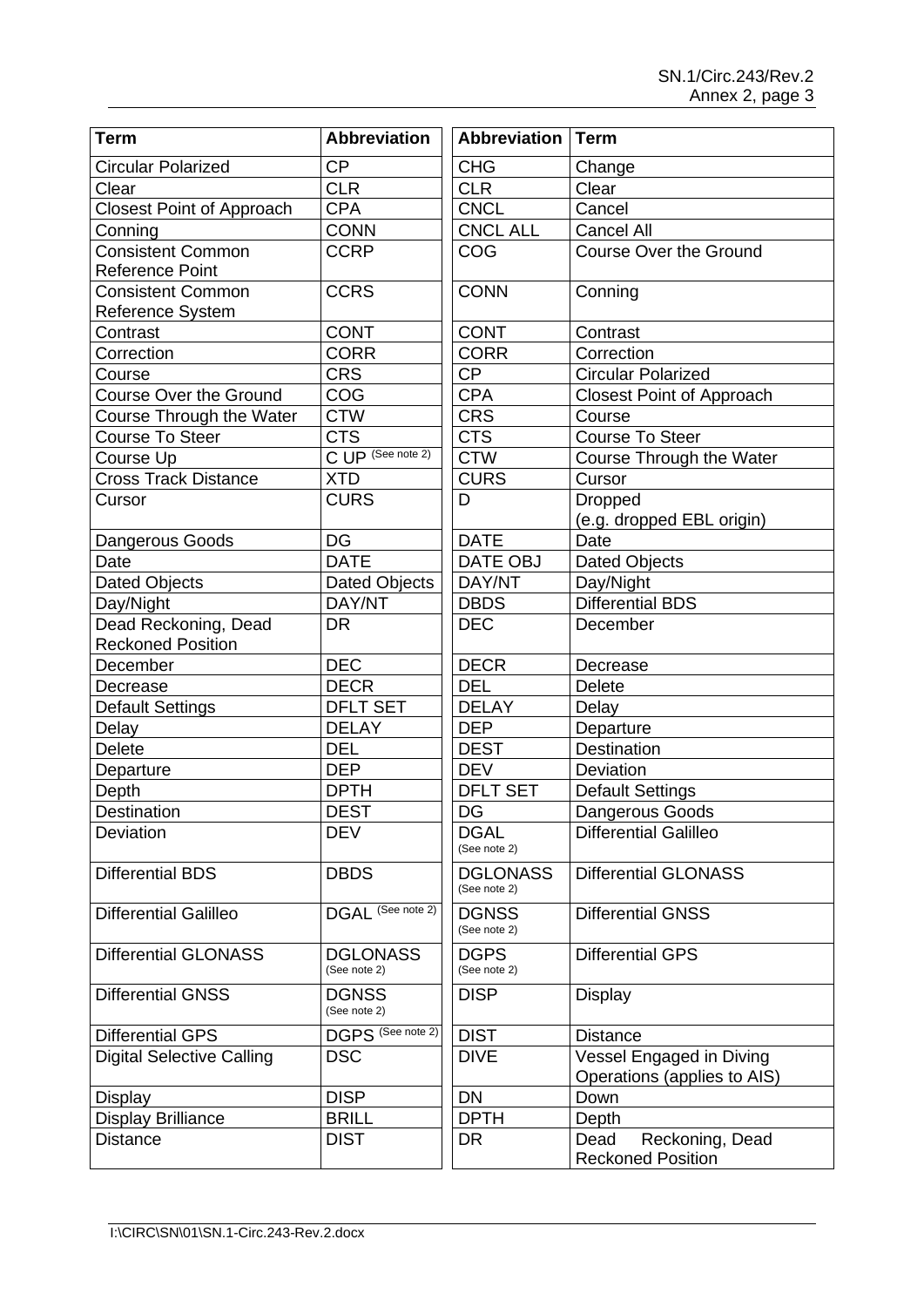| Term | Abbreviation |
|---|---|
| Circular Polarized | CP |
| Clear | CLR |
| Closest Point of Approach | CPA |
| Conning | CONN |
| Consistent Common Reference Point | CCRP |
| Consistent Common Reference System | CCRS |
| Contrast | CONT |
| Correction | CORR |
| Course | CRS |
| Course Over the Ground | COG |
| Course Through the Water | CTW |
| Course To Steer | CTS |
| Course Up | C UP (See note 2) |
| Cross Track Distance | XTD |
| Cursor | CURS |
| Dangerous Goods | DG |
| Date | DATE |
| Dated Objects | Dated Objects |
| Day/Night | DAY/NT |
| Dead Reckoning, Dead Reckoned Position | DR |
| December | DEC |
| Decrease | DECR |
| Default Settings | DFLT SET |
| Delay | DELAY |
| Delete | DEL |
| Departure | DEP |
| Depth | DPTH |
| Destination | DEST |
| Deviation | DEV |
| Differential BDS | DBDS |
| Differential Galilleo | DGAL (See note 2) |
| Differential GLONASS | DGLONASS (See note 2) |
| Differential GNSS | DGNSS (See note 2) |
| Differential GPS | DGPS (See note 2) |
| Digital Selective Calling | DSC |
| Display | DISP |
| Display Brilliance | BRILL |
| Distance | DIST |

| Abbreviation | Term |
|---|---|
| CHG | Change |
| CLR | Clear |
| CNCL | Cancel |
| CNCL ALL | Cancel All |
| COG | Course Over the Ground |
| CONN | Conning |
| CONT | Contrast |
| CORR | Correction |
| CP | Circular Polarized |
| CPA | Closest Point of Approach |
| CRS | Course |
| CTS | Course To Steer |
| CTW | Course Through the Water |
| CURS | Cursor |
| D | Dropped (e.g. dropped EBL origin) |
| DATE | Date |
| DATE OBJ | Dated Objects |
| DAY/NT | Day/Night |
| DBDS | Differential BDS |
| DEC | December |
| DECR | Decrease |
| DEL | Delete |
| DELAY | Delay |
| DEP | Departure |
| DEST | Destination |
| DEV | Deviation |
| DFLT SET | Default Settings |
| DG | Dangerous Goods |
| DGAL (See note 2) | Differential Galilleo |
| DGLONASS (See note 2) | Differential GLONASS |
| DGNSS (See note 2) | Differential GNSS |
| DGPS (See note 2) | Differential GPS |
| DISP | Display |
| DIST | Distance |
| DIVE | Vessel Engaged in Diving Operations (applies to AIS) |
| DN | Down |
| DPTH | Depth |
| DR | Dead Reckoning, Dead Reckoned Position |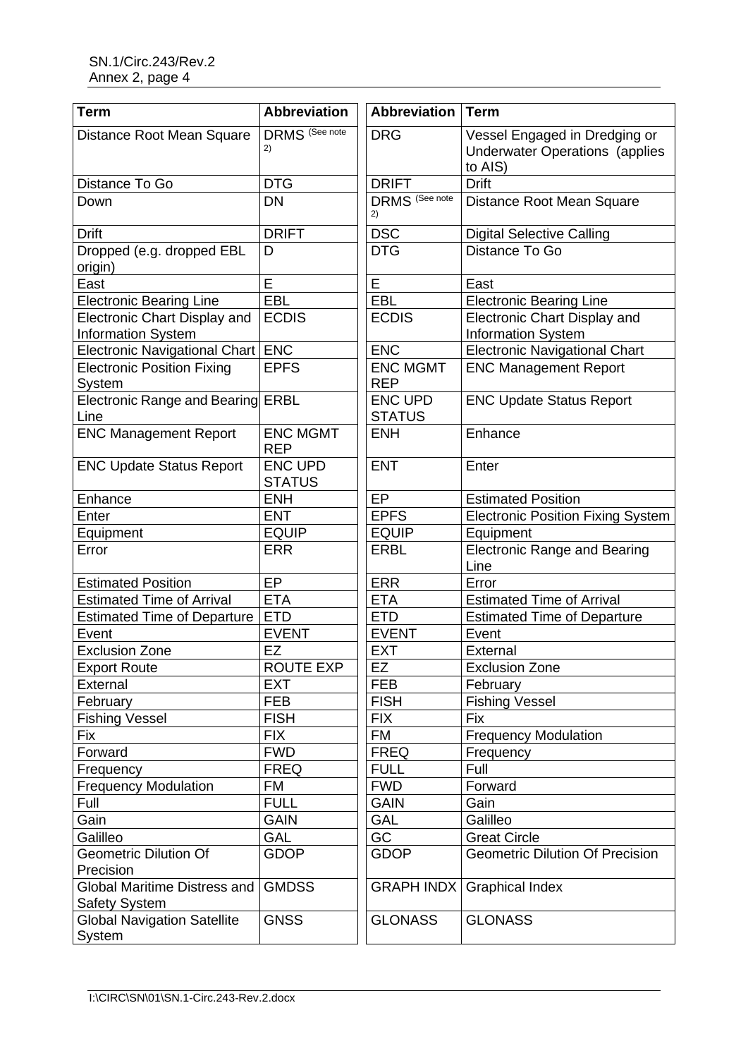| Term | Abbreviation |
|---|---|
| Distance Root Mean Square | DRMS (See note 2) |
| Distance To Go | DTG |
| Down | DN |
| Drift | DRIFT |
| Dropped (e.g. dropped EBL origin) | D |
| East | E |
| Electronic Bearing Line | EBL |
| Electronic Chart Display and Information System | ECDIS |
| Electronic Navigational Chart | ENC |
| Electronic Position Fixing System | EPFS |
| Electronic Range and Bearing Line | ERBL |
| ENC Management Report | ENC MGMT REP |
| ENC Update Status Report | ENC UPD STATUS |
| Enhance | ENH |
| Enter | ENT |
| Equipment | EQUIP |
| Error | ERR |
| Estimated Position | EP |
| Estimated Time of Arrival | ETA |
| Estimated Time of Departure | ETD |
| Event | EVENT |
| Exclusion Zone | EZ |
| Export Route | ROUTE EXP |
| External | EXT |
| February | FEB |
| Fishing Vessel | FISH |
| Fix | FIX |
| Forward | FWD |
| Frequency | FREQ |
| Frequency Modulation | FM |
| Full | FULL |
| Gain | GAIN |
| Galilleo | GAL |
| Geometric Dilution Of Precision | GDOP |
| Global Maritime Distress and Safety System | GMDSS |
| Global Navigation Satellite System | GNSS |

| Abbreviation | Term |
|---|---|
| DRG | Vessel Engaged in Dredging or Underwater Operations (applies to AIS) |
| DRIFT | Drift |
| DRMS (See note 2) | Distance Root Mean Square |
| DSC | Digital Selective Calling |
| DTG | Distance To Go |
| E | East |
| EBL | Electronic Bearing Line |
| ECDIS | Electronic Chart Display and Information System |
| ENC | Electronic Navigational Chart |
| ENC MGMT REP | ENC Management Report |
| ENC UPD STATUS | ENC Update Status Report |
| ENH | Enhance |
| ENT | Enter |
| EP | Estimated Position |
| EPFS | Electronic Position Fixing System |
| EQUIP | Equipment |
| ERBL | Electronic Range and Bearing Line |
| ERR | Error |
| ETA | Estimated Time of Arrival |
| ETD | Estimated Time of Departure |
| EVENT | Event |
| EXT | External |
| EZ | Exclusion Zone |
| FEB | February |
| FISH | Fishing Vessel |
| FIX | Fix |
| FM | Frequency Modulation |
| FREQ | Frequency |
| FULL | Full |
| FWD | Forward |
| GAIN | Gain |
| GAL | Galilleo |
| GC | Great Circle |
| GDOP | Geometric Dilution Of Precision |
| GRAPH INDX | Graphical Index |
| GLONASS | GLONASS |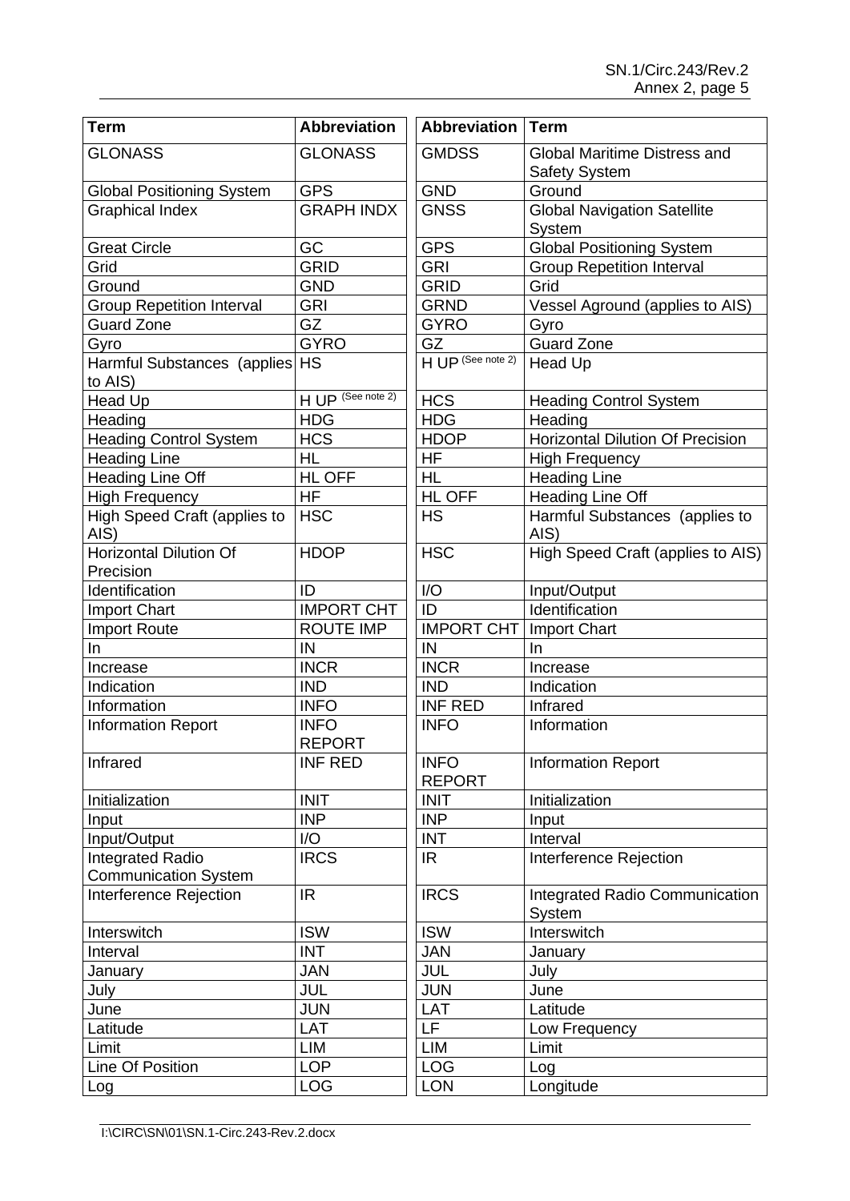| Term | Abbreviation |
|---|---|
| GLONASS | GLONASS |
| Global Positioning System | GPS |
| Graphical Index | GRAPH INDX |
| Great Circle | GC |
| Grid | GRID |
| Ground | GND |
| Group Repetition Interval | GRI |
| Guard Zone | GZ |
| Gyro | GYRO |
| Harmful Substances (applies to AIS) | HS |
| Head Up | H UP (See note 2) |
| Heading | HDG |
| Heading Control System | HCS |
| Heading Line | HL |
| Heading Line Off | HL OFF |
| High Frequency | HF |
| High Speed Craft (applies to AIS) | HSC |
| Horizontal Dilution Of Precision | HDOP |
| Identification | ID |
| Import Chart | IMPORT CHT |
| Import Route | ROUTE IMP |
| In | IN |
| Increase | INCR |
| Indication | IND |
| Information | INFO |
| Information Report | INFO REPORT |
| Infrared | INF RED |
| Initialization | INIT |
| Input | INP |
| Input/Output | I/O |
| Integrated Radio Communication System | IRCS |
| Interference Rejection | IR |
| Interswitch | ISW |
| Interval | INT |
| January | JAN |
| July | JUL |
| June | JUN |
| Latitude | LAT |
| Limit | LIM |
| Line Of Position | LOP |
| Log | LOG |

| Abbreviation | Term |
|---|---|
| GMDSS | Global Maritime Distress and Safety System |
| GND | Ground |
| GNSS | Global Navigation Satellite System |
| GPS | Global Positioning System |
| GRI | Group Repetition Interval |
| GRID | Grid |
| GRND | Vessel Aground (applies to AIS) |
| GYRO | Gyro |
| GZ | Guard Zone |
| H UP (See note 2) | Head Up |
| HCS | Heading Control System |
| HDG | Heading |
| HDOP | Horizontal Dilution Of Precision |
| HF | High Frequency |
| HL | Heading Line |
| HL OFF | Heading Line Off |
| HS | Harmful Substances (applies to AIS) |
| HSC | High Speed Craft (applies to AIS) |
| I/O | Input/Output |
| ID | Identification |
| IMPORT CHT | Import Chart |
| IN | In |
| INCR | Increase |
| IND | Indication |
| INF RED | Infrared |
| INFO | Information |
| INFO REPORT | Information Report |
| INIT | Initialization |
| INP | Input |
| INT | Interval |
| IR | Interference Rejection |
| IRCS | Integrated Radio Communication System |
| ISW | Interswitch |
| JAN | January |
| JUL | July |
| JUN | June |
| LAT | Latitude |
| LF | Low Frequency |
| LIM | Limit |
| LOG | Log |
| LON | Longitude |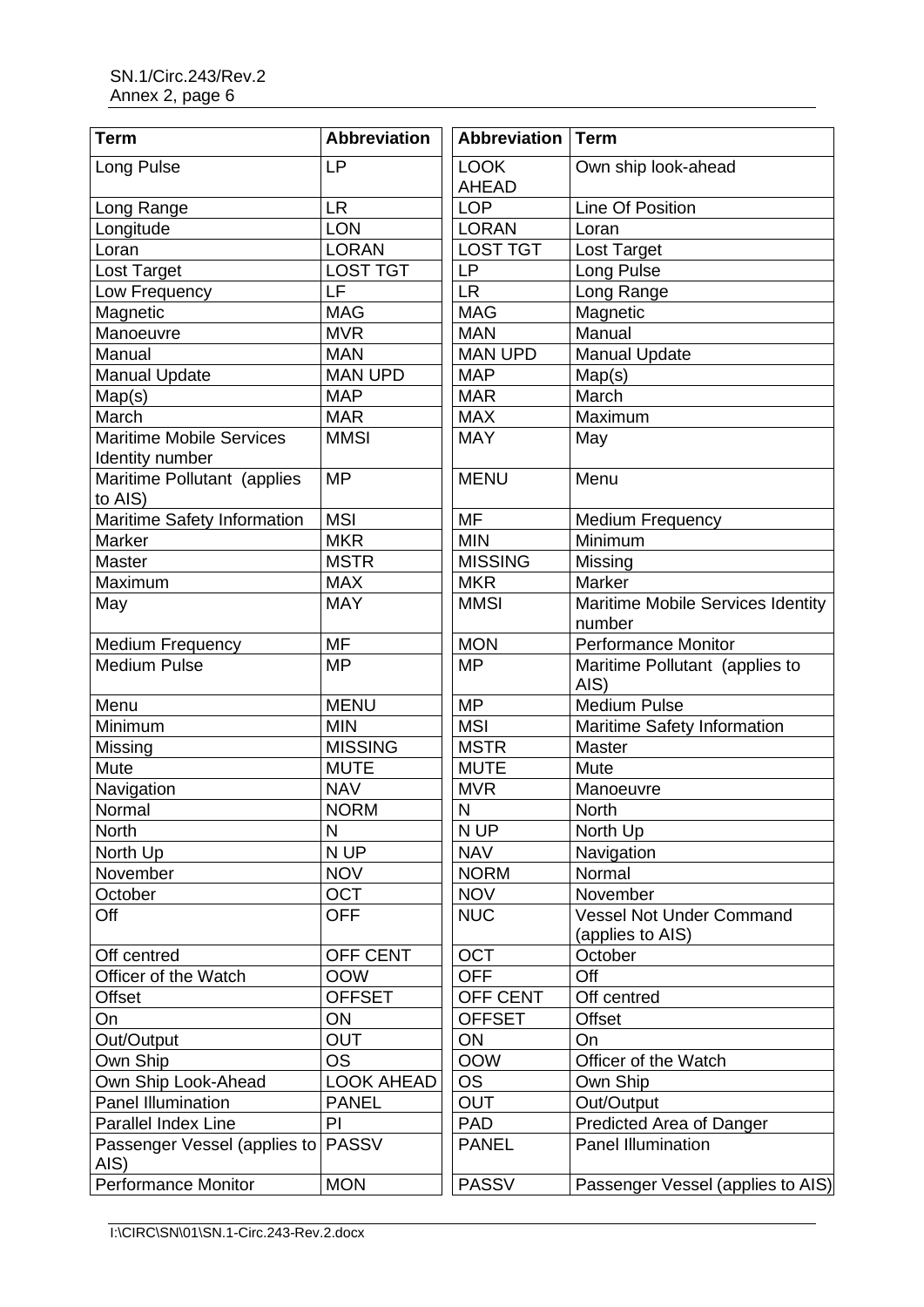| Term | Abbreviation |
|---|---|
| Long Pulse | LP |
| Long Range | LR |
| Longitude | LON |
| Loran | LORAN |
| Lost Target | LOST TGT |
| Low Frequency | LF |
| Magnetic | MAG |
| Manoeuvre | MVR |
| Manual | MAN |
| Manual Update | MAN UPD |
| Map(s) | MAP |
| March | MAR |
| Maritime Mobile Services Identity number | MMSI |
| Maritime Pollutant (applies to AIS) | MP |
| Maritime Safety Information | MSI |
| Marker | MKR |
| Master | MSTR |
| Maximum | MAX |
| May | MAY |
| Medium Frequency | MF |
| Medium Pulse | MP |
| Menu | MENU |
| Minimum | MIN |
| Missing | MISSING |
| Mute | MUTE |
| Navigation | NAV |
| Normal | NORM |
| North | N |
| North Up | N UP |
| November | NOV |
| October | OCT |
| Off | OFF |
| Off centred | OFF CENT |
| Officer of the Watch | OOW |
| Offset | OFFSET |
| On | ON |
| Out/Output | OUT |
| Own Ship | OS |
| Own Ship Look-Ahead | LOOK AHEAD |
| Panel Illumination | PANEL |
| Parallel Index Line | PI |
| Passenger Vessel (applies to AIS) | PASSV |
| Performance Monitor | MON |

| Abbreviation | Term |
|---|---|
| LOOK AHEAD | Own ship look-ahead |
| LOP | Line Of Position |
| LORAN | Loran |
| LOST TGT | Lost Target |
| LP | Long Pulse |
| LR | Long Range |
| MAG | Magnetic |
| MAN | Manual |
| MAN UPD | Manual Update |
| MAP | Map(s) |
| MAR | March |
| MAX | Maximum |
| MAY | May |
| MENU | Menu |
| MF | Medium Frequency |
| MIN | Minimum |
| MISSING | Missing |
| MKR | Marker |
| MMSI | Maritime Mobile Services Identity number |
| MON | Performance Monitor |
| MP | Maritime Pollutant (applies to AIS) |
| MP | Medium Pulse |
| MSI | Maritime Safety Information |
| MSTR | Master |
| MUTE | Mute |
| MVR | Manoeuvre |
| N | North |
| N UP | North Up |
| NAV | Navigation |
| NORM | Normal |
| NOV | November |
| NUC | Vessel Not Under Command (applies to AIS) |
| OCT | October |
| OFF | Off |
| OFF CENT | Off centred |
| OFFSET | Offset |
| ON | On |
| OOW | Officer of the Watch |
| OS | Own Ship |
| OUT | Out/Output |
| PAD | Predicted Area of Danger |
| PANEL | Panel Illumination |
| PASSV | Passenger Vessel (applies to AIS) |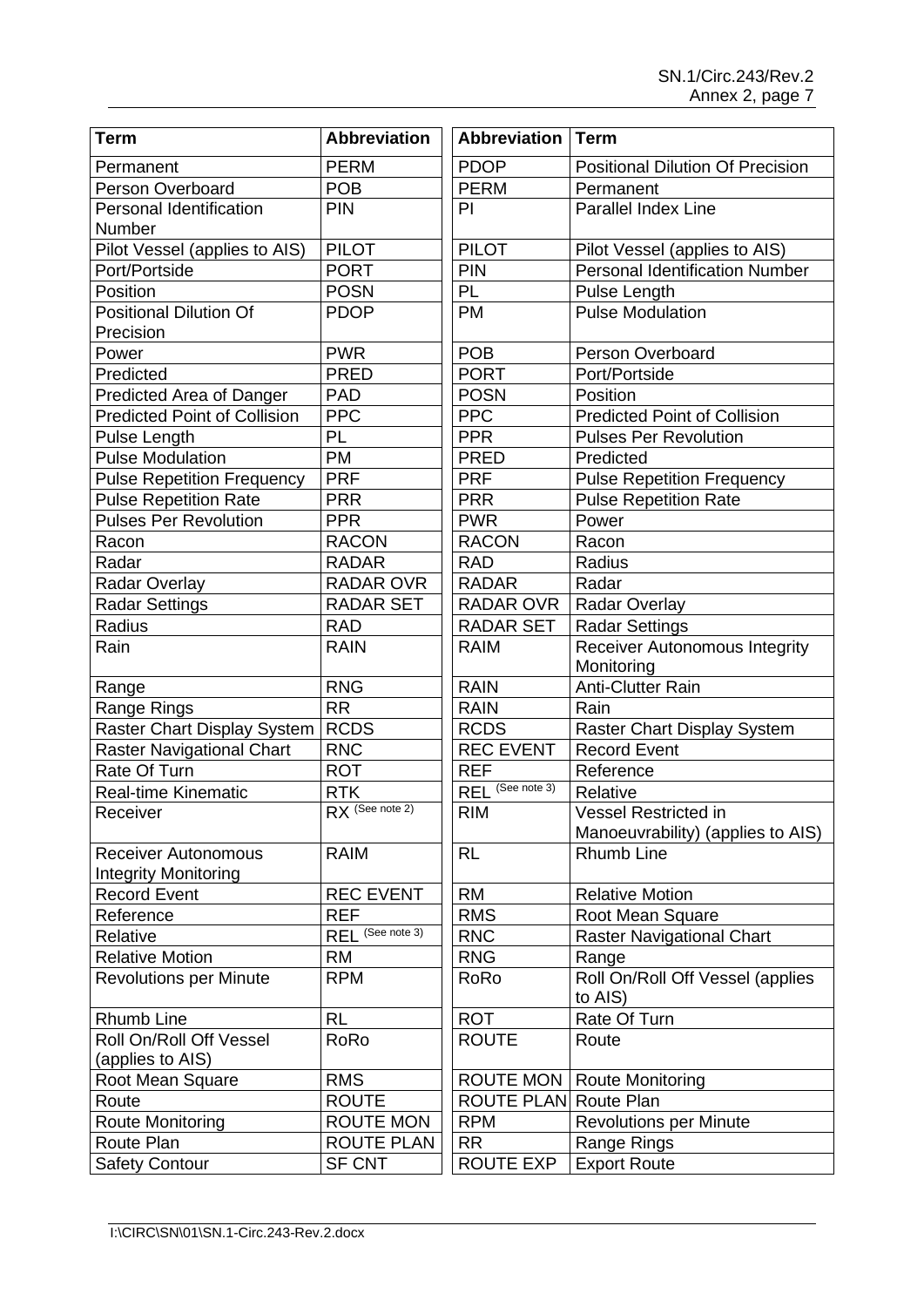| Term | Abbreviation |
|---|---|
| Permanent | PERM |
| Person Overboard | POB |
| Personal Identification Number | PIN |
| Pilot Vessel (applies to AIS) | PILOT |
| Port/Portside | PORT |
| Position | POSN |
| Positional Dilution Of Precision | PDOP |
| Power | PWR |
| Predicted | PRED |
| Predicted Area of Danger | PAD |
| Predicted Point of Collision | PPC |
| Pulse Length | PL |
| Pulse Modulation | PM |
| Pulse Repetition Frequency | PRF |
| Pulse Repetition Rate | PRR |
| Pulses Per Revolution | PPR |
| Racon | RACON |
| Radar | RADAR |
| Radar Overlay | RADAR OVR |
| Radar Settings | RADAR SET |
| Radius | RAD |
| Rain | RAIN |
| Range | RNG |
| Range Rings | RR |
| Raster Chart Display System | RCDS |
| Raster Navigational Chart | RNC |
| Rate Of Turn | ROT |
| Real-time Kinematic | RTK |
| Receiver | RX (See note 2) |
| Receiver Autonomous Integrity Monitoring | RAIM |
| Record Event | REC EVENT |
| Reference | REF |
| Relative | REL (See note 3) |
| Relative Motion | RM |
| Revolutions per Minute | RPM |
| Rhumb Line | RL |
| Roll On/Roll Off Vessel (applies to AIS) | RoRo |
| Root Mean Square | RMS |
| Route | ROUTE |
| Route Monitoring | ROUTE MON |
| Route Plan | ROUTE PLAN |
| Safety Contour | SF CNT |

| Abbreviation | Term |
|---|---|
| PDOP | Positional Dilution Of Precision |
| PERM | Permanent |
| PI | Parallel Index Line |
| PILOT | Pilot Vessel (applies to AIS) |
| PIN | Personal Identification Number |
| PL | Pulse Length |
| PM | Pulse Modulation |
| POB | Person Overboard |
| PORT | Port/Portside |
| POSN | Position |
| PPC | Predicted Point of Collision |
| PPR | Pulses Per Revolution |
| PRED | Predicted |
| PRF | Pulse Repetition Frequency |
| PRR | Pulse Repetition Rate |
| PWR | Power |
| RACON | Racon |
| RAD | Radius |
| RADAR | Radar |
| RADAR OVR | Radar Overlay |
| RADAR SET | Radar Settings |
| RAIM | Receiver Autonomous Integrity Monitoring |
| RAIN | Anti-Clutter Rain |
| RAIN | Rain |
| RCDS | Raster Chart Display System |
| REC EVENT | Record Event |
| REF | Reference |
| REL (See note 3) | Relative |
| RIM | Vessel Restricted in Manoeuvrability) (applies to AIS) |
| RL | Rhumb Line |
| RM | Relative Motion |
| RMS | Root Mean Square |
| RNC | Raster Navigational Chart |
| RNG | Range |
| RoRo | Roll On/Roll Off Vessel (applies to AIS) |
| ROT | Rate Of Turn |
| ROUTE | Route |
| ROUTE MON | Route Monitoring |
| ROUTE PLAN | Route Plan |
| RPM | Revolutions per Minute |
| RR | Range Rings |
| ROUTE EXP | Export Route |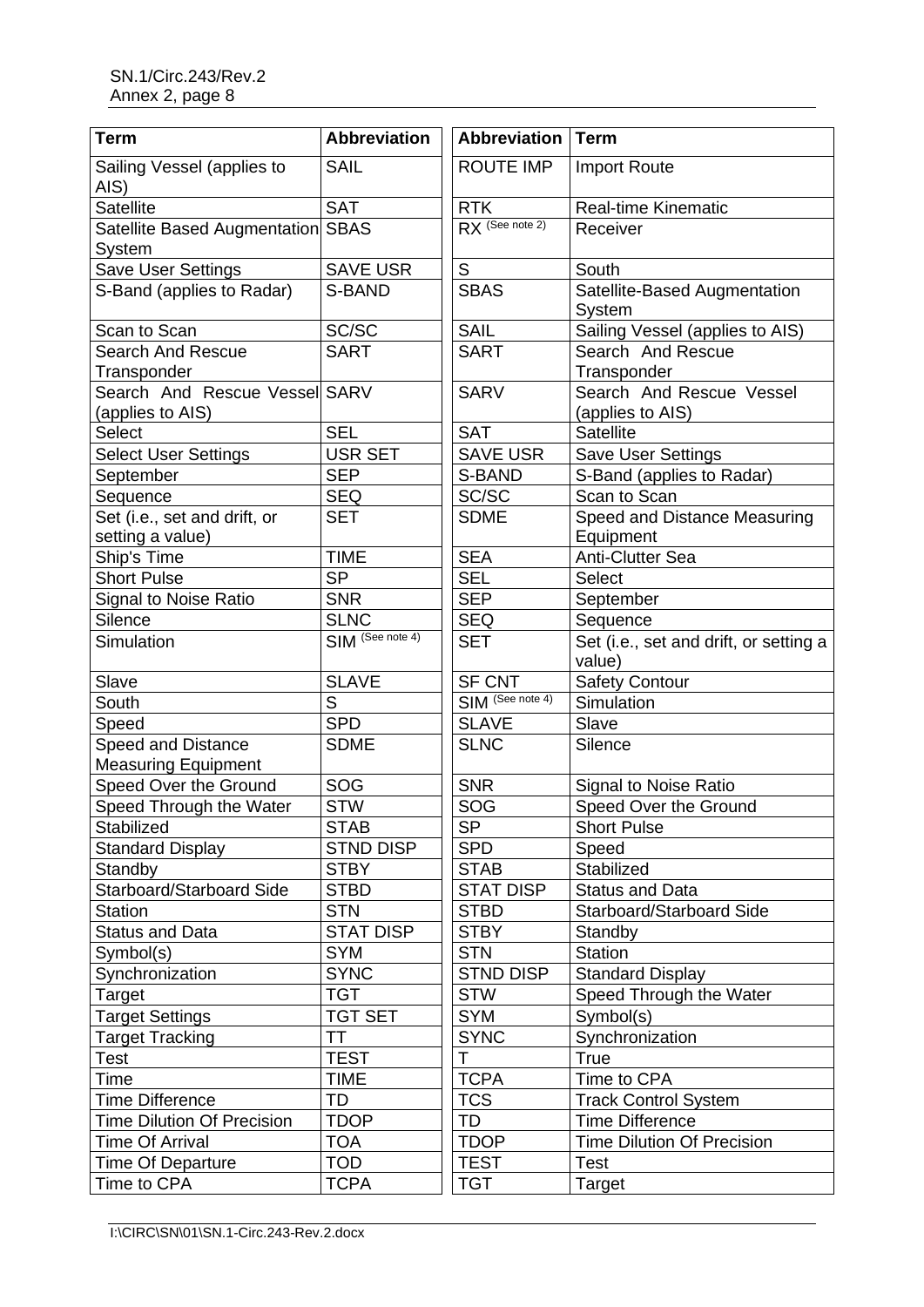| Term | Abbreviation |
| --- | --- |
| Sailing Vessel (applies to AIS) | SAIL |
| Satellite | SAT |
| Satellite Based Augmentation System | SBAS |
| Save User Settings | SAVE USR |
| S-Band (applies to Radar) | S-BAND |
| Scan to Scan | SC/SC |
| Search And Rescue Transponder | SART |
| Search And Rescue Vessel (applies to AIS) | SARV |
| Select | SEL |
| Select User Settings | USR SET |
| September | SEP |
| Sequence | SEQ |
| Set (i.e., set and drift, or setting a value) | SET |
| Ship's Time | TIME |
| Short Pulse | SP |
| Signal to Noise Ratio | SNR |
| Silence | SLNC |
| Simulation | SIM (See note 4) |
| Slave | SLAVE |
| South | S |
| Speed | SPD |
| Speed and Distance Measuring Equipment | SDME |
| Speed Over the Ground | SOG |
| Speed Through the Water | STW |
| Stabilized | STAB |
| Standard Display | STND DISP |
| Standby | STBY |
| Starboard/Starboard Side | STBD |
| Station | STN |
| Status and Data | STAT DISP |
| Symbol(s) | SYM |
| Synchronization | SYNC |
| Target | TGT |
| Target Settings | TGT SET |
| Target Tracking | TT |
| Test | TEST |
| Time | TIME |
| Time Difference | TD |
| Time Dilution Of Precision | TDOP |
| Time Of Arrival | TOA |
| Time Of Departure | TOD |
| Time to CPA | TCPA |

| Abbreviation | Term |
| --- | --- |
| ROUTE IMP | Import Route |
| RTK | Real-time Kinematic |
| RX (See note 2) | Receiver |
| S | South |
| SBAS | Satellite-Based Augmentation System |
| SAIL | Sailing Vessel (applies to AIS) |
| SART | Search And Rescue Transponder |
| SARV | Search And Rescue Vessel (applies to AIS) |
| SAT | Satellite |
| SAVE USR | Save User Settings |
| S-BAND | S-Band (applies to Radar) |
| SC/SC | Scan to Scan |
| SDME | Speed and Distance Measuring Equipment |
| SEA | Anti-Clutter Sea |
| SEL | Select |
| SEP | September |
| SEQ | Sequence |
| SET | Set (i.e., set and drift, or setting a value) |
| SF CNT | Safety Contour |
| SIM (See note 4) | Simulation |
| SLAVE | Slave |
| SLNC | Silence |
| SNR | Signal to Noise Ratio |
| SOG | Speed Over the Ground |
| SP | Short Pulse |
| SPD | Speed |
| STAB | Stabilized |
| STAT DISP | Status and Data |
| STBD | Starboard/Starboard Side |
| STBY | Standby |
| STN | Station |
| STND DISP | Standard Display |
| STW | Speed Through the Water |
| SYM | Symbol(s) |
| SYNC | Synchronization |
| T | True |
| TCPA | Time to CPA |
| TCS | Track Control System |
| TD | Time Difference |
| TDOP | Time Dilution Of Precision |
| TEST | Test |
| TGT | Target |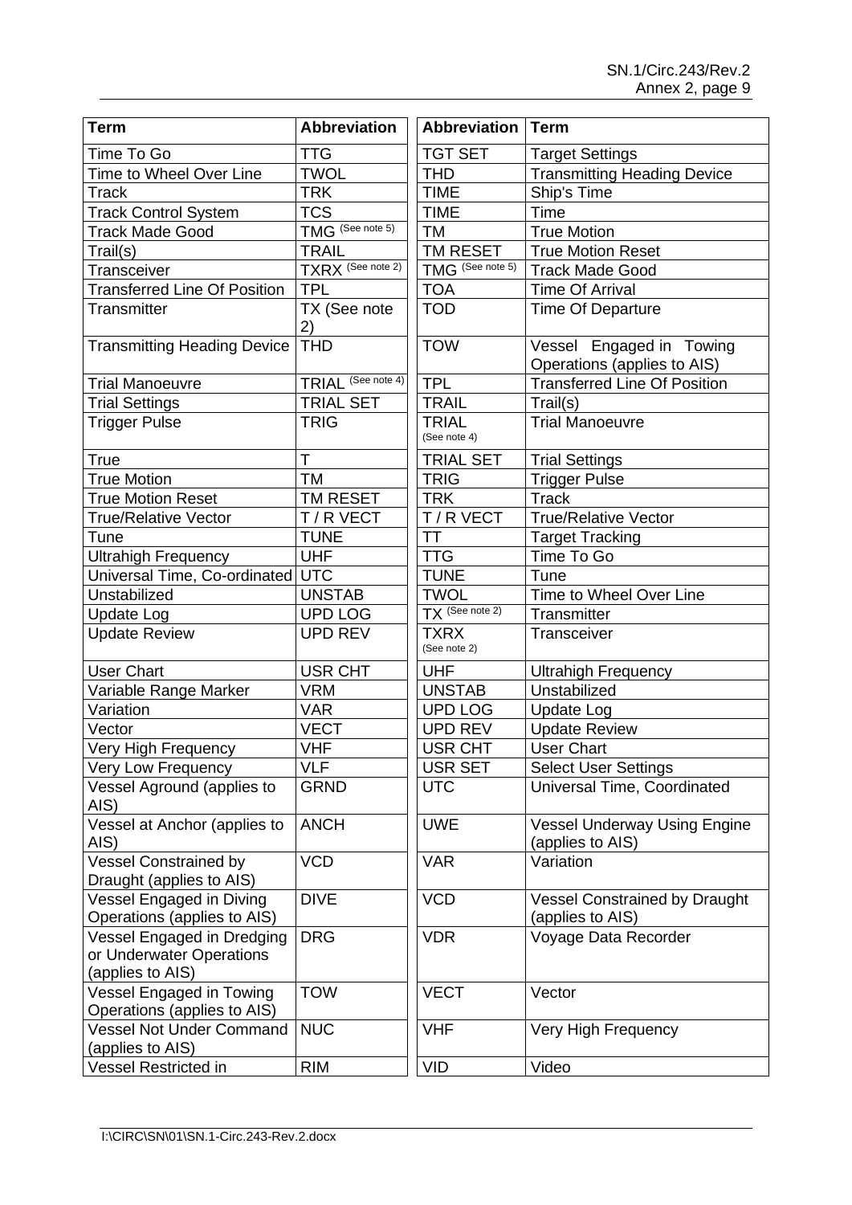| Term | Abbreviation |
|---|---|
| Time To Go | TTG |
| Time to Wheel Over Line | TWOL |
| Track | TRK |
| Track Control System | TCS |
| Track Made Good | TMG (See note 5) |
| Trail(s) | TRAIL |
| Transceiver | TXRX (See note 2) |
| Transferred Line Of Position | TPL |
| Transmitter | TX (See note 2) |
| Transmitting Heading Device | THD |
| Trial Manoeuvre | TRIAL (See note 4) |
| Trial Settings | TRIAL SET |
| Trigger Pulse | TRIG |
| True | T |
| True Motion | TM |
| True Motion Reset | TM RESET |
| True/Relative Vector | T / R VECT |
| Tune | TUNE |
| Ultrahigh Frequency | UHF |
| Universal Time, Co-ordinated | UTC |
| Unstabilized | UNSTAB |
| Update Log | UPD LOG |
| Update Review | UPD REV |
| User Chart | USR CHT |
| Variable Range Marker | VRM |
| Variation | VAR |
| Vector | VECT |
| Very High Frequency | VHF |
| Very Low Frequency | VLF |
| Vessel Aground (applies to AIS) | GRND |
| Vessel at Anchor (applies to AIS) | ANCH |
| Vessel Constrained by Draught (applies to AIS) | VCD |
| Vessel Engaged in Diving Operations (applies to AIS) | DIVE |
| Vessel Engaged in Dredging or Underwater Operations (applies to AIS) | DRG |
| Vessel Engaged in Towing Operations (applies to AIS) | TOW |
| Vessel Not Under Command (applies to AIS) | NUC |
| Vessel Restricted in | RIM |

| Abbreviation | Term |
|---|---|
| TGT SET | Target Settings |
| THD | Transmitting Heading Device |
| TIME | Ship's Time |
| TIME | Time |
| TM | True Motion |
| TM RESET | True Motion Reset |
| TMG (See note 5) | Track Made Good |
| TOA | Time Of Arrival |
| TOD | Time Of Departure |
| TOW | Vessel Engaged in Towing Operations (applies to AIS) |
| TPL | Transferred Line Of Position |
| TRAIL | Trail(s) |
| TRIAL (See note 4) | Trial Manoeuvre |
| TRIAL SET | Trial Settings |
| TRIG | Trigger Pulse |
| TRK | Track |
| T / R VECT | True/Relative Vector |
| TT | Target Tracking |
| TTG | Time To Go |
| TUNE | Tune |
| TWOL | Time to Wheel Over Line |
| TX (See note 2) | Transmitter |
| TXRX (See note 2) | Transceiver |
| UHF | Ultrahigh Frequency |
| UNSTAB | Unstabilized |
| UPD LOG | Update Log |
| UPD REV | Update Review |
| USR CHT | User Chart |
| USR SET | Select User Settings |
| UTC | Universal Time, Coordinated |
| UWE | Vessel Underway Using Engine (applies to AIS) |
| VAR | Variation |
| VCD | Vessel Constrained by Draught (applies to AIS) |
| VDR | Voyage Data Recorder |
| VECT | Vector |
| VHF | Very High Frequency |
| VID | Video |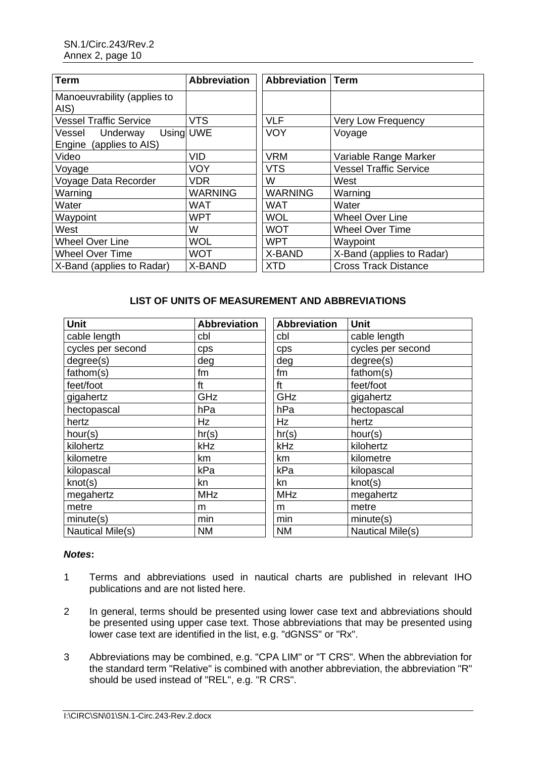| Term | Abbreviation |
|---|---|
| Manoeuvrability (applies to AIS) | |
| Vessel Traffic Service | VTS |
| Vessel Underway Using Engine (applies to AIS) | UWE |
| Video | VID |
| Voyage | VOY |
| Voyage Data Recorder | VDR |
| Warning | WARNING |
| Water | WAT |
| Waypoint | WPT |
| West | W |
| Wheel Over Line | WOL |
| Wheel Over Time | WOT |
| X-Band (applies to Radar) | X-BAND |

| Abbreviation | Term |
|---|---|
| | |
| VLF | Very Low Frequency |
| VOY | Voyage |
| VRM | Variable Range Marker |
| VTS | Vessel Traffic Service |
| W | West |
| WARNING | Warning |
| WAT | Water |
| WOL | Wheel Over Line |
| WOT | Wheel Over Time |
| WPT | Waypoint |
| X-BAND | X-Band (applies to Radar) |
| XTD | Cross Track Distance |

**LIST OF UNITS OF MEASUREMENT AND ABBREVIATIONS**

| Unit | Abbreviation |
|---|---|
| cable length | cbl |
| cycles per second | cps |
| degree(s) | deg |
| fathom(s) | fm |
| feet/foot | ft |
| gigahertz | GHz |
| hectopascal | hPa |
| hertz | Hz |
| hour(s) | hr(s) |
| kilohertz | kHz |
| kilometre | km |
| kilopascal | kPa |
| knot(s) | kn |
| megahertz | MHz |
| metre | m |
| minute(s) | min |
| Nautical Mile(s) | NM |

| Abbreviation | Unit |
|---|---|
| cbl | cable length |
| cps | cycles per second |
| deg | degree(s) |
| fm | fathom(s) |
| ft | feet/foot |
| GHz | gigahertz |
| hPa | hectopascal |
| Hz | hertz |
| hr(s) | hour(s) |
| kHz | kilohertz |
| km | kilometre |
| kPa | kilopascal |
| kn | knot(s) |
| MHz | megahertz |
| m | metre |
| min | minute(s) |
| NM | Nautical Mile(s) |

***Notes*:**

1 Terms and abbreviations used in nautical charts are published in relevant IHO publications and are not listed here.

2 In general, terms should be presented using lower case text and abbreviations should be presented using upper case text. Those abbreviations that may be presented using lower case text are identified in the list, e.g. "dGNSS" or "Rx".

3 Abbreviations may be combined, e.g. "CPA LIM" or "T CRS". When the abbreviation for the standard term "Relative" is combined with another abbreviation, the abbreviation "R" should be used instead of "REL", e.g. "R CRS".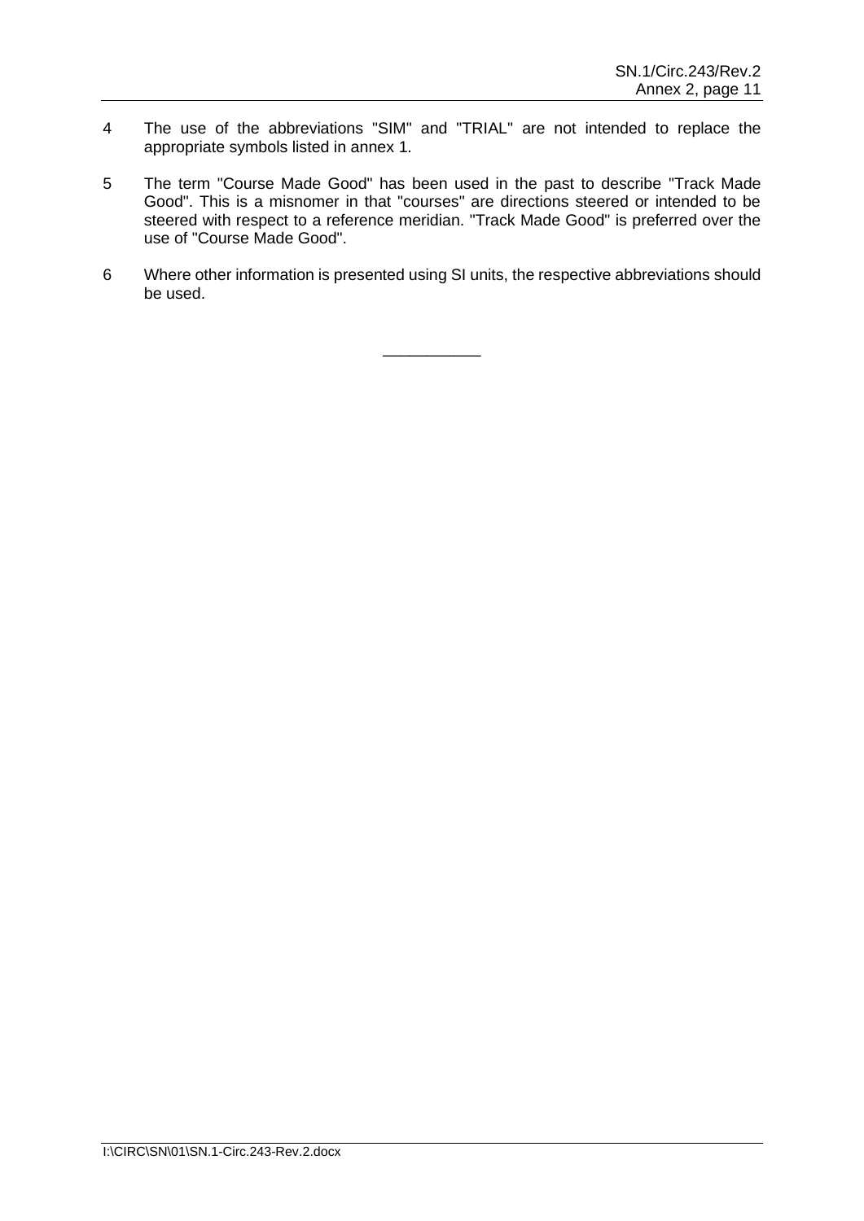4 The use of the abbreviations "SIM" and "TRIAL" are not intended to replace the appropriate symbols listed in annex 1.

5 The term "Course Made Good" has been used in the past to describe "Track Made Good". This is a misnomer in that "courses" are directions steered or intended to be steered with respect to a reference meridian. "Track Made Good" is preferred over the use of "Course Made Good".

6 Where other information is presented using SI units, the respective abbreviations should be used.

___________